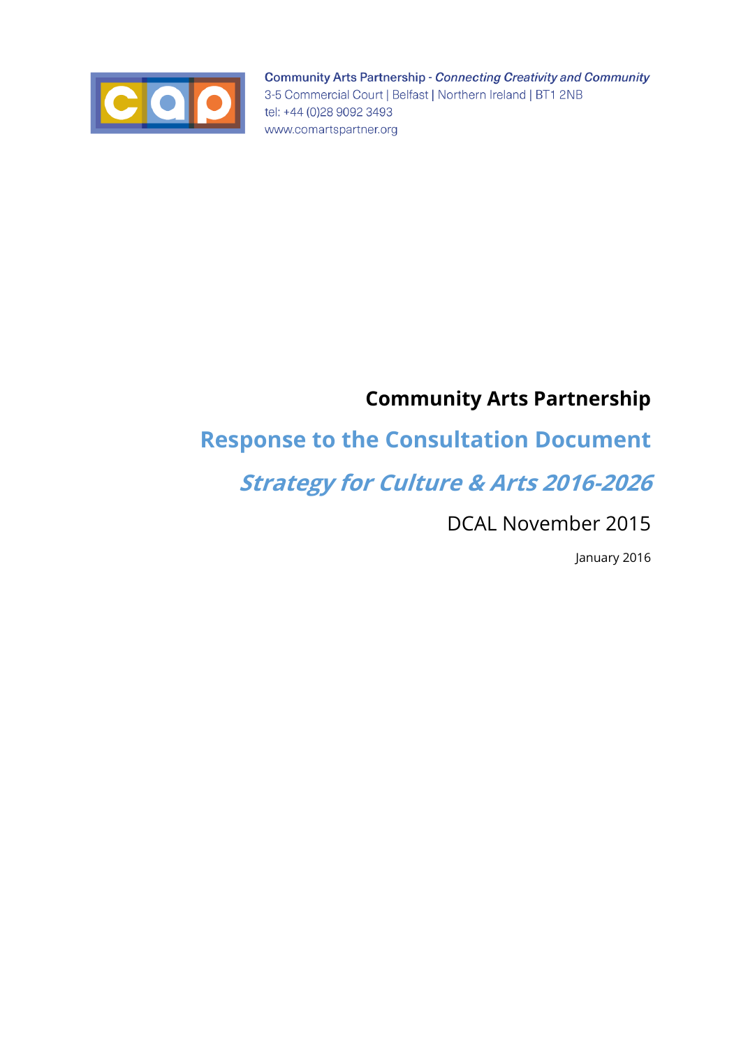Community Arts Partnership - *Connecting Creativity and Community*
3-5 Commercial Court | Belfast | Northern Ireland | BT1 2NB
tel: +44 (0)28 9092 3493
www.comartspartner.org

# Community Arts Partnership

## Response to the Consultation Document

## *Strategy for Culture & Arts 2016-2026*

DCAL November 2015

January 2016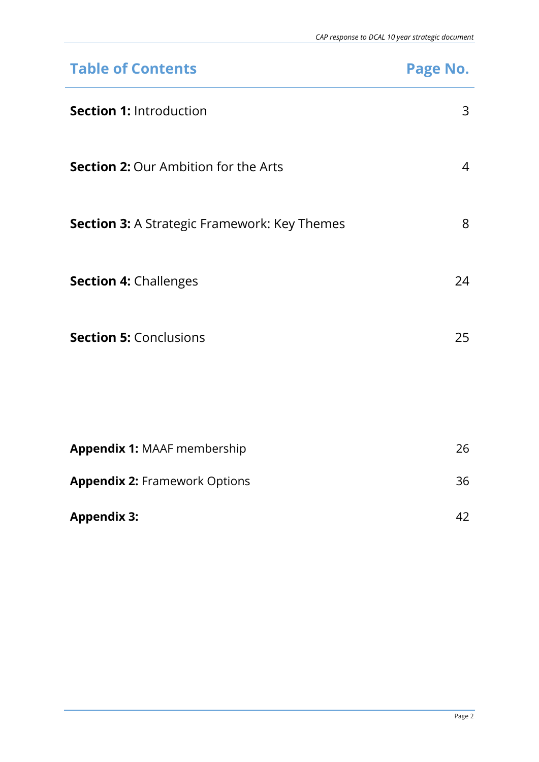| Table of Contents | Page No. |
|---|---|
| **Section 1:** Introduction | 3 |
| **Section 2:** Our Ambition for the Arts | 4 |
| **Section 3:** A Strategic Framework: Key Themes | 8 |
| **Section 4:** Challenges | 24 |
| **Section 5:** Conclusions | 25 |
| **Appendix 1:** MAAF membership | 26 |
| **Appendix 2:** Framework Options | 36 |
| **Appendix 3:** | 42 |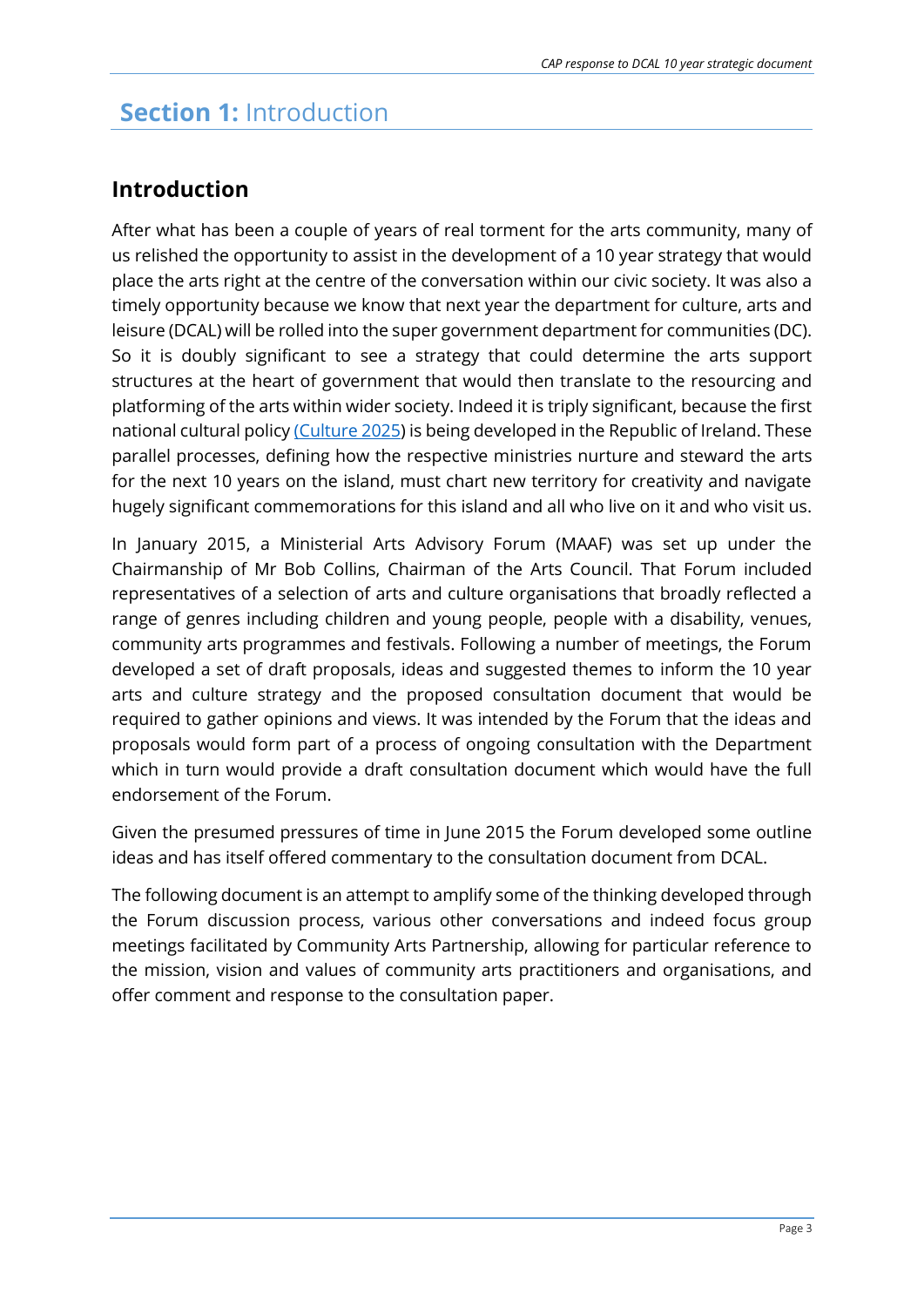# **Section 1:** Introduction

## Introduction

After what has been a couple of years of real torment for the arts community, many of us relished the opportunity to assist in the development of a 10 year strategy that would place the arts right at the centre of the conversation within our civic society. It was also a timely opportunity because we know that next year the department for culture, arts and leisure (DCAL) will be rolled into the super government department for communities (DC). So it is doubly significant to see a strategy that could determine the arts support structures at the heart of government that would then translate to the resourcing and platforming of the arts within wider society. Indeed it is triply significant, because the first national cultural policy (Culture 2025) is being developed in the Republic of Ireland. These parallel processes, defining how the respective ministries nurture and steward the arts for the next 10 years on the island, must chart new territory for creativity and navigate hugely significant commemorations for this island and all who live on it and who visit us.

In January 2015, a Ministerial Arts Advisory Forum (MAAF) was set up under the Chairmanship of Mr Bob Collins, Chairman of the Arts Council. That Forum included representatives of a selection of arts and culture organisations that broadly reflected a range of genres including children and young people, people with a disability, venues, community arts programmes and festivals. Following a number of meetings, the Forum developed a set of draft proposals, ideas and suggested themes to inform the 10 year arts and culture strategy and the proposed consultation document that would be required to gather opinions and views. It was intended by the Forum that the ideas and proposals would form part of a process of ongoing consultation with the Department which in turn would provide a draft consultation document which would have the full endorsement of the Forum.

Given the presumed pressures of time in June 2015 the Forum developed some outline ideas and has itself offered commentary to the consultation document from DCAL.

The following document is an attempt to amplify some of the thinking developed through the Forum discussion process, various other conversations and indeed focus group meetings facilitated by Community Arts Partnership, allowing for particular reference to the mission, vision and values of community arts practitioners and organisations, and offer comment and response to the consultation paper.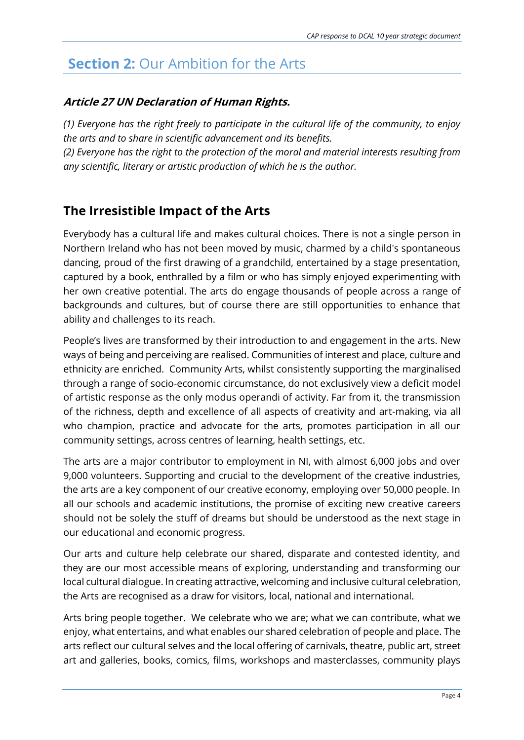# **Section 2:** Our Ambition for the Arts

### ***Article 27 UN Declaration of Human Rights.***

*(1) Everyone has the right freely to participate in the cultural life of the community, to enjoy the arts and to share in scientific advancement and its benefits.*
*(2) Everyone has the right to the protection of the moral and material interests resulting from any scientific, literary or artistic production of which he is the author.*

## The Irresistible Impact of the Arts

Everybody has a cultural life and makes cultural choices. There is not a single person in Northern Ireland who has not been moved by music, charmed by a child's spontaneous dancing, proud of the first drawing of a grandchild, entertained by a stage presentation, captured by a book, enthralled by a film or who has simply enjoyed experimenting with her own creative potential. The arts do engage thousands of people across a range of backgrounds and cultures, but of course there are still opportunities to enhance that ability and challenges to its reach.

People's lives are transformed by their introduction to and engagement in the arts. New ways of being and perceiving are realised. Communities of interest and place, culture and ethnicity are enriched. Community Arts, whilst consistently supporting the marginalised through a range of socio-economic circumstance, do not exclusively view a deficit model of artistic response as the only modus operandi of activity. Far from it, the transmission of the richness, depth and excellence of all aspects of creativity and art-making, via all who champion, practice and advocate for the arts, promotes participation in all our community settings, across centres of learning, health settings, etc.

The arts are a major contributor to employment in NI, with almost 6,000 jobs and over 9,000 volunteers. Supporting and crucial to the development of the creative industries, the arts are a key component of our creative economy, employing over 50,000 people. In all our schools and academic institutions, the promise of exciting new creative careers should not be solely the stuff of dreams but should be understood as the next stage in our educational and economic progress.

Our arts and culture help celebrate our shared, disparate and contested identity, and they are our most accessible means of exploring, understanding and transforming our local cultural dialogue. In creating attractive, welcoming and inclusive cultural celebration, the Arts are recognised as a draw for visitors, local, national and international.

Arts bring people together. We celebrate who we are; what we can contribute, what we enjoy, what entertains, and what enables our shared celebration of people and place. The arts reflect our cultural selves and the local offering of carnivals, theatre, public art, street art and galleries, books, comics, films, workshops and masterclasses, community plays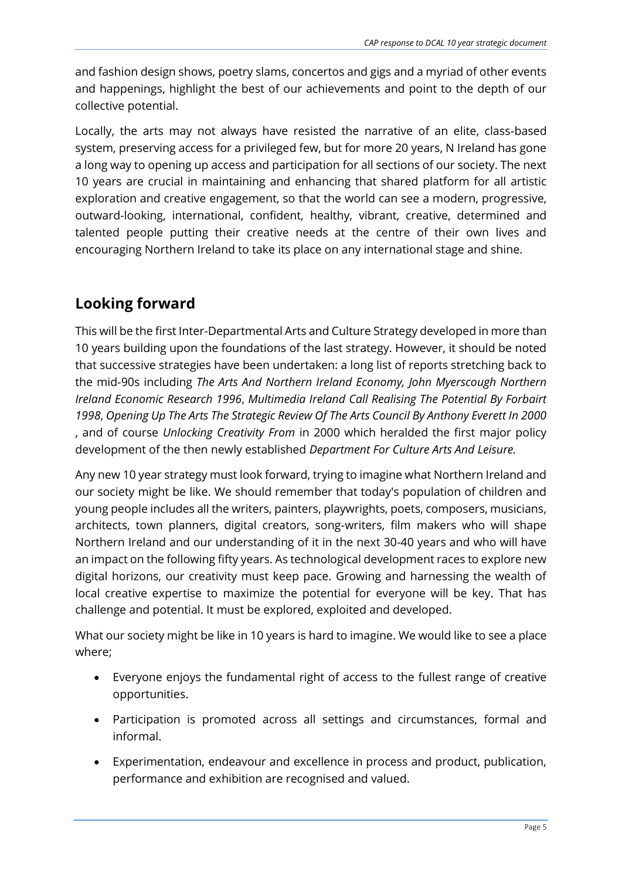and fashion design shows, poetry slams, concertos and gigs and a myriad of other events and happenings, highlight the best of our achievements and point to the depth of our collective potential.

Locally, the arts may not always have resisted the narrative of an elite, class-based system, preserving access for a privileged few, but for more 20 years, N Ireland has gone a long way to opening up access and participation for all sections of our society. The next 10 years are crucial in maintaining and enhancing that shared platform for all artistic exploration and creative engagement, so that the world can see a modern, progressive, outward-looking, international, confident, healthy, vibrant, creative, determined and talented people putting their creative needs at the centre of their own lives and encouraging Northern Ireland to take its place on any international stage and shine.

## Looking forward

This will be the first Inter-Departmental Arts and Culture Strategy developed in more than 10 years building upon the foundations of the last strategy. However, it should be noted that successive strategies have been undertaken: a long list of reports stretching back to the mid-90s including *The Arts And Northern Ireland Economy, John Myerscough Northern Ireland Economic Research 1996*, *Multimedia Ireland Call Realising The Potential By Forbairt 1998*, *Opening Up The Arts The Strategic Review Of The Arts Council By Anthony Everett In 2000* , and of course *Unlocking Creativity From* in 2000 which heralded the first major policy development of the then newly established *Department For Culture Arts And Leisure.*

Any new 10 year strategy must look forward, trying to imagine what Northern Ireland and our society might be like. We should remember that today's population of children and young people includes all the writers, painters, playwrights, poets, composers, musicians, architects, town planners, digital creators, song-writers, film makers who will shape Northern Ireland and our understanding of it in the next 30-40 years and who will have an impact on the following fifty years. As technological development races to explore new digital horizons, our creativity must keep pace. Growing and harnessing the wealth of local creative expertise to maximize the potential for everyone will be key. That has challenge and potential. It must be explored, exploited and developed.

What our society might be like in 10 years is hard to imagine. We would like to see a place where;

- Everyone enjoys the fundamental right of access to the fullest range of creative opportunities.
- Participation is promoted across all settings and circumstances, formal and informal.
- Experimentation, endeavour and excellence in process and product, publication, performance and exhibition are recognised and valued.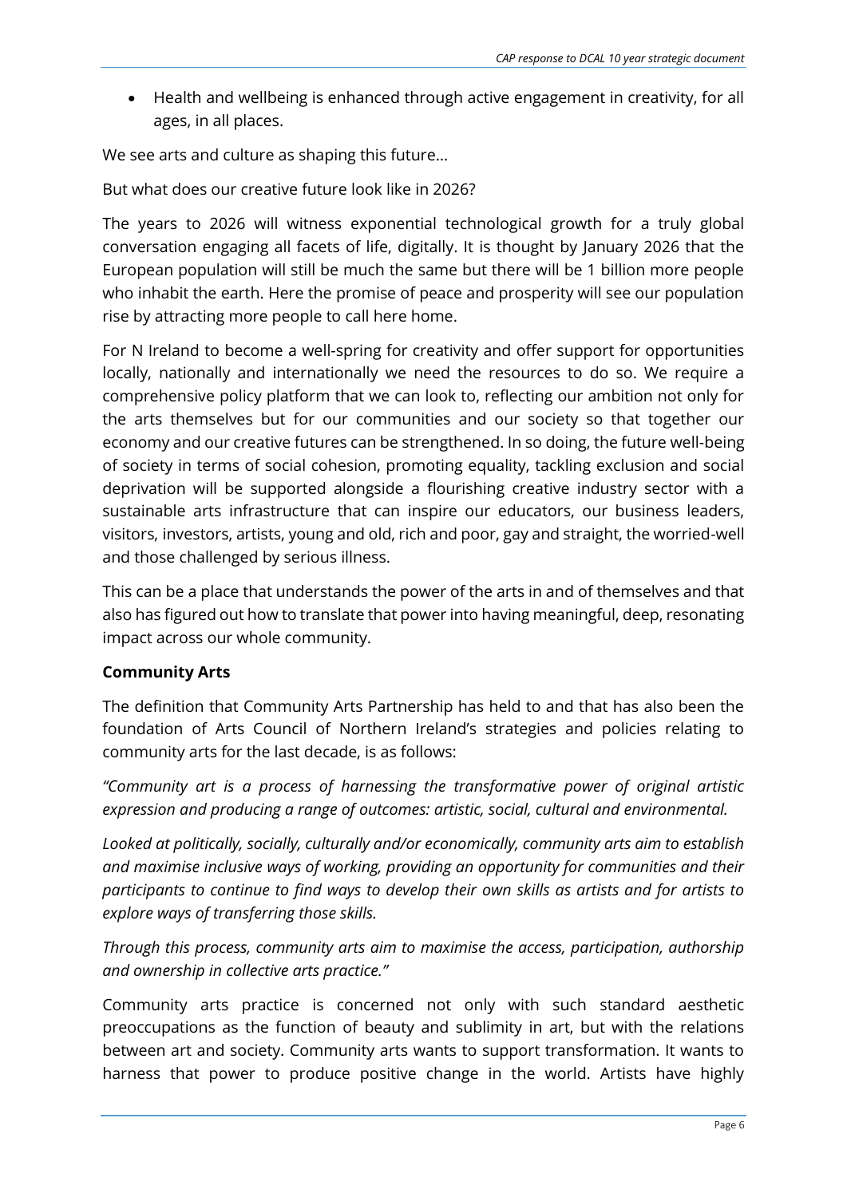- Health and wellbeing is enhanced through active engagement in creativity, for all ages, in all places.

We see arts and culture as shaping this future…

But what does our creative future look like in 2026?

The years to 2026 will witness exponential technological growth for a truly global conversation engaging all facets of life, digitally. It is thought by January 2026 that the European population will still be much the same but there will be 1 billion more people who inhabit the earth. Here the promise of peace and prosperity will see our population rise by attracting more people to call here home.

For N Ireland to become a well-spring for creativity and offer support for opportunities locally, nationally and internationally we need the resources to do so. We require a comprehensive policy platform that we can look to, reflecting our ambition not only for the arts themselves but for our communities and our society so that together our economy and our creative futures can be strengthened. In so doing, the future well-being of society in terms of social cohesion, promoting equality, tackling exclusion and social deprivation will be supported alongside a flourishing creative industry sector with a sustainable arts infrastructure that can inspire our educators, our business leaders, visitors, investors, artists, young and old, rich and poor, gay and straight, the worried-well and those challenged by serious illness.

This can be a place that understands the power of the arts in and of themselves and that also has figured out how to translate that power into having meaningful, deep, resonating impact across our whole community.

**Community Arts**

The definition that Community Arts Partnership has held to and that has also been the foundation of Arts Council of Northern Ireland's strategies and policies relating to community arts for the last decade, is as follows:

*"Community art is a process of harnessing the transformative power of original artistic expression and producing a range of outcomes: artistic, social, cultural and environmental.*

*Looked at politically, socially, culturally and/or economically, community arts aim to establish and maximise inclusive ways of working, providing an opportunity for communities and their participants to continue to find ways to develop their own skills as artists and for artists to explore ways of transferring those skills.*

*Through this process, community arts aim to maximise the access, participation, authorship and ownership in collective arts practice."*

Community arts practice is concerned not only with such standard aesthetic preoccupations as the function of beauty and sublimity in art, but with the relations between art and society. Community arts wants to support transformation. It wants to harness that power to produce positive change in the world. Artists have highly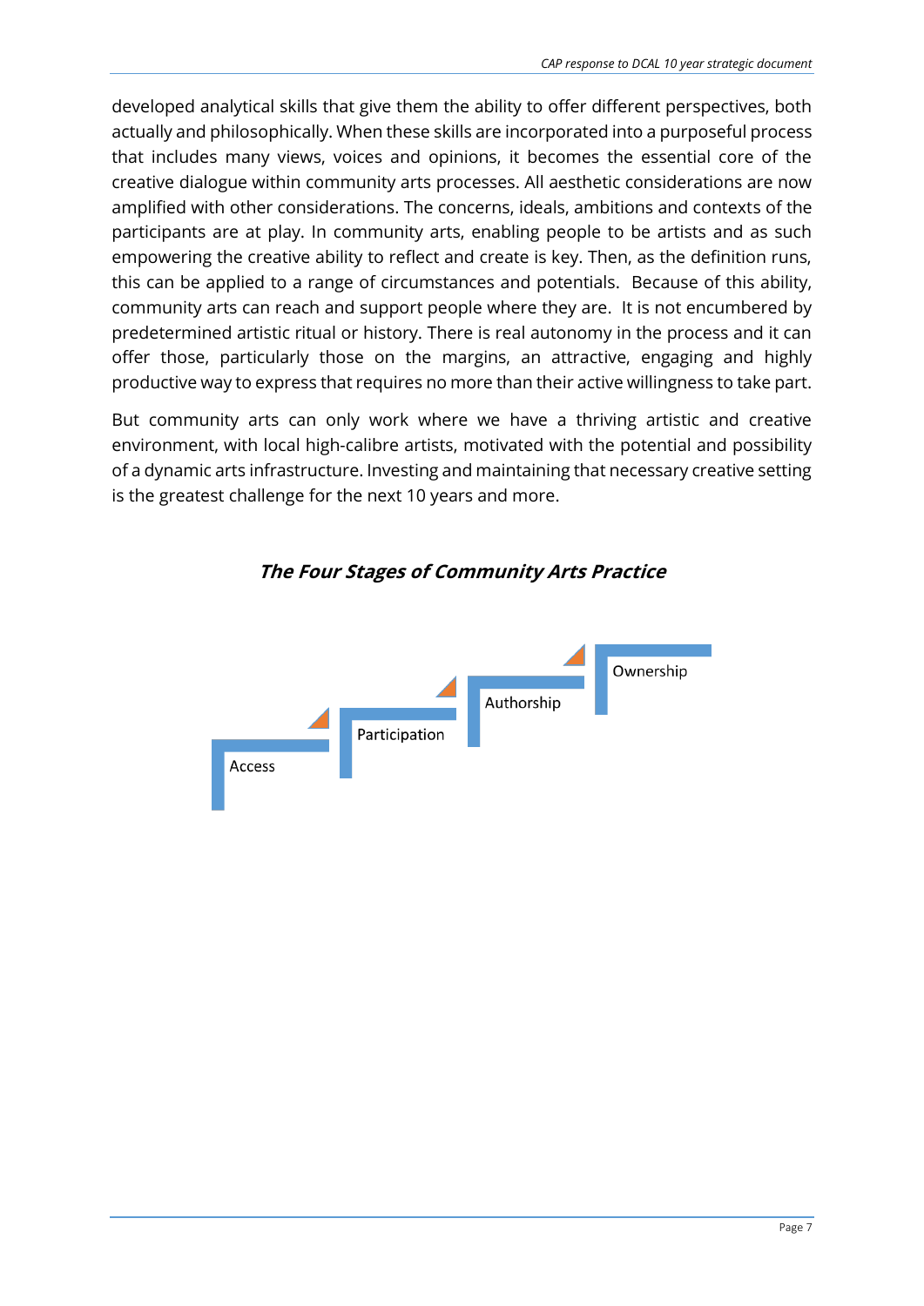developed analytical skills that give them the ability to offer different perspectives, both actually and philosophically. When these skills are incorporated into a purposeful process that includes many views, voices and opinions, it becomes the essential core of the creative dialogue within community arts processes. All aesthetic considerations are now amplified with other considerations. The concerns, ideals, ambitions and contexts of the participants are at play. In community arts, enabling people to be artists and as such empowering the creative ability to reflect and create is key. Then, as the definition runs, this can be applied to a range of circumstances and potentials. Because of this ability, community arts can reach and support people where they are. It is not encumbered by predetermined artistic ritual or history. There is real autonomy in the process and it can offer those, particularly those on the margins, an attractive, engaging and highly productive way to express that requires no more than their active willingness to take part.

But community arts can only work where we have a thriving artistic and creative environment, with local high-calibre artists, motivated with the potential and possibility of a dynamic arts infrastructure. Investing and maintaining that necessary creative setting is the greatest challenge for the next 10 years and more.

***The Four Stages of Community Arts Practice***

Access → Participation → Authorship → Ownership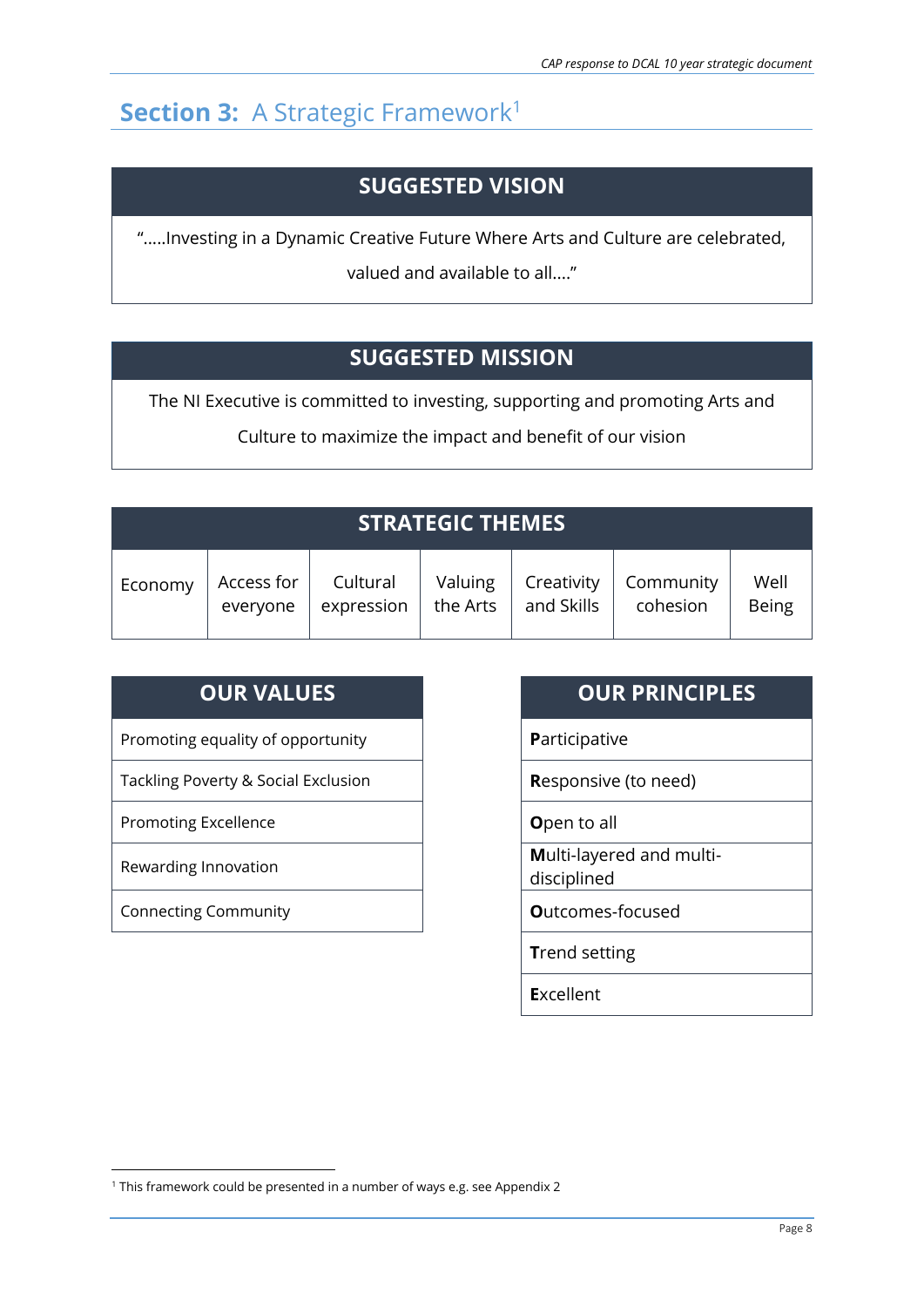## **Section 3:** A Strategic Framework[1]

| SUGGESTED VISION |
|---|
| "…..Investing in a Dynamic Creative Future Where Arts and Culture are celebrated, valued and available to all…." |

| SUGGESTED MISSION |
|---|
| The NI Executive is committed to investing, supporting and promoting Arts and Culture to maximize the impact and benefit of our vision |

| STRATEGIC THEMES | | | | | | |
|---|---|---|---|---|---|---|
| Economy | Access for everyone | Cultural expression | Valuing the Arts | Creativity and Skills | Community cohesion | Well Being |

| OUR VALUES |
|---|
| Promoting equality of opportunity |
| Tackling Poverty & Social Exclusion |
| Promoting Excellence |
| Rewarding Innovation |
| Connecting Community |

| OUR PRINCIPLES |
|---|
| **P**articipative |
| **R**esponsive (to need) |
| **O**pen to all |
| **M**ulti-layered and multi-disciplined |
| **O**utcomes-focused |
| **T**rend setting |
| **E**xcellent |

[1] This framework could be presented in a number of ways e.g. see Appendix 2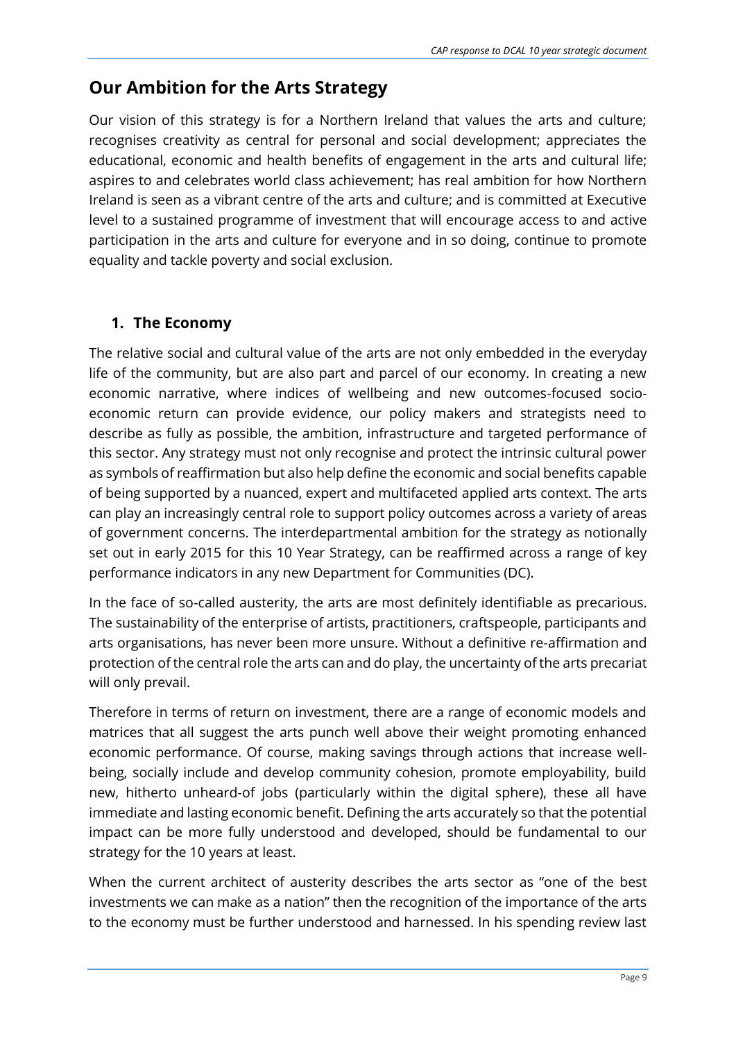## Our Ambition for the Arts Strategy

Our vision of this strategy is for a Northern Ireland that values the arts and culture; recognises creativity as central for personal and social development; appreciates the educational, economic and health benefits of engagement in the arts and cultural life; aspires to and celebrates world class achievement; has real ambition for how Northern Ireland is seen as a vibrant centre of the arts and culture; and is committed at Executive level to a sustained programme of investment that will encourage access to and active participation in the arts and culture for everyone and in so doing, continue to promote equality and tackle poverty and social exclusion.

### 1. The Economy

The relative social and cultural value of the arts are not only embedded in the everyday life of the community, but are also part and parcel of our economy. In creating a new economic narrative, where indices of wellbeing and new outcomes-focused socio-economic return can provide evidence, our policy makers and strategists need to describe as fully as possible, the ambition, infrastructure and targeted performance of this sector. Any strategy must not only recognise and protect the intrinsic cultural power as symbols of reaffirmation but also help define the economic and social benefits capable of being supported by a nuanced, expert and multifaceted applied arts context. The arts can play an increasingly central role to support policy outcomes across a variety of areas of government concerns. The interdepartmental ambition for the strategy as notionally set out in early 2015 for this 10 Year Strategy, can be reaffirmed across a range of key performance indicators in any new Department for Communities (DC).

In the face of so-called austerity, the arts are most definitely identifiable as precarious. The sustainability of the enterprise of artists, practitioners, craftspeople, participants and arts organisations, has never been more unsure. Without a definitive re-affirmation and protection of the central role the arts can and do play, the uncertainty of the arts precariat will only prevail.

Therefore in terms of return on investment, there are a range of economic models and matrices that all suggest the arts punch well above their weight promoting enhanced economic performance. Of course, making savings through actions that increase well-being, socially include and develop community cohesion, promote employability, build new, hitherto unheard-of jobs (particularly within the digital sphere), these all have immediate and lasting economic benefit. Defining the arts accurately so that the potential impact can be more fully understood and developed, should be fundamental to our strategy for the 10 years at least.

When the current architect of austerity describes the arts sector as "one of the best investments we can make as a nation" then the recognition of the importance of the arts to the economy must be further understood and harnessed. In his spending review last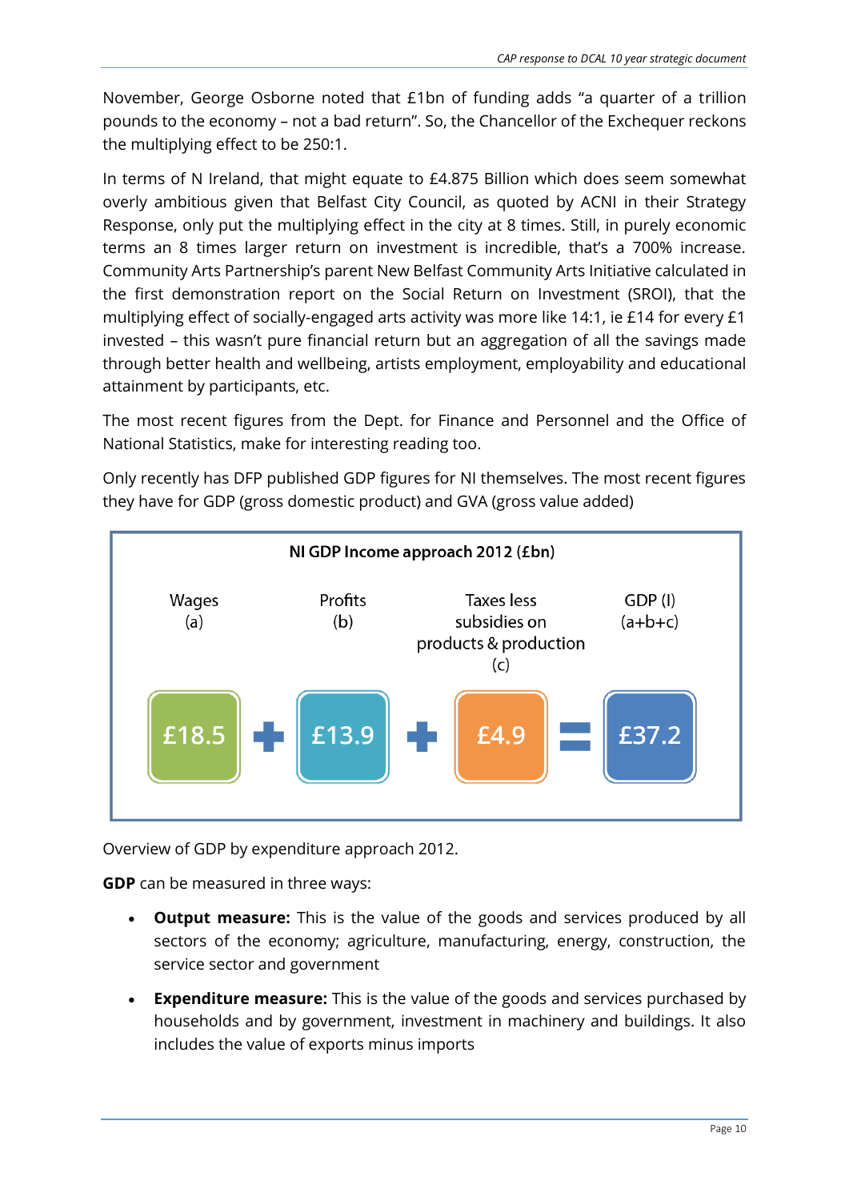November, George Osborne noted that £1bn of funding adds "a quarter of a trillion pounds to the economy – not a bad return". So, the Chancellor of the Exchequer reckons the multiplying effect to be 250:1.

In terms of N Ireland, that might equate to £4.875 Billion which does seem somewhat overly ambitious given that Belfast City Council, as quoted by ACNI in their Strategy Response, only put the multiplying effect in the city at 8 times. Still, in purely economic terms an 8 times larger return on investment is incredible, that's a 700% increase. Community Arts Partnership's parent New Belfast Community Arts Initiative calculated in the first demonstration report on the Social Return on Investment (SROI), that the multiplying effect of socially-engaged arts activity was more like 14:1, ie £14 for every £1 invested – this wasn't pure financial return but an aggregation of all the savings made through better health and wellbeing, artists employment, employability and educational attainment by participants, etc.

The most recent figures from the Dept. for Finance and Personnel and the Office of National Statistics, make for interesting reading too.

Only recently has DFP published GDP figures for NI themselves. The most recent figures they have for GDP (gross domestic product) and GVA (gross value added)

**NI GDP Income approach 2012 (£bn)**

| Wages (a) | | Profits (b) | | Taxes less subsidies on products & production (c) | | GDP (I) (a+b+c) |
|---|---|---|---|---|---|---|
| £18.5 | + | £13.9 | + | £4.9 | = | £37.2 |

Overview of GDP by expenditure approach 2012.

**GDP** can be measured in three ways:

- **Output measure:** This is the value of the goods and services produced by all sectors of the economy; agriculture, manufacturing, energy, construction, the service sector and government
- **Expenditure measure:** This is the value of the goods and services purchased by households and by government, investment in machinery and buildings. It also includes the value of exports minus imports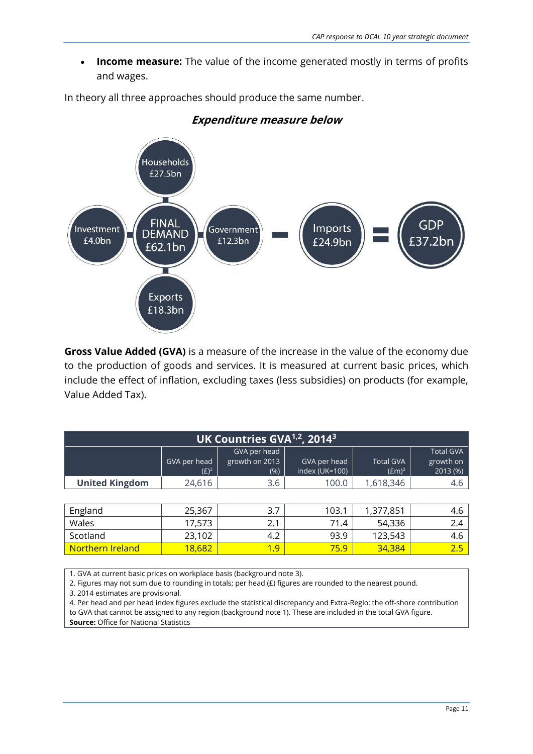- **Income measure:** The value of the income generated mostly in terms of profits and wages.

In theory all three approaches should produce the same number.

***Expenditure measure below***

Households £27.5bn

Investment £4.0bn

FINAL DEMAND £62.1bn

Government £12.3bn

Exports £18.3bn

− Imports £24.9bn = GDP £37.2bn

**Gross Value Added (GVA)** is a measure of the increase in the value of the economy due to the production of goods and services. It is measured at current basic prices, which include the effect of inflation, excluding taxes (less subsidies) on products (for example, Value Added Tax).

**UK Countries GVA[1,2], 2014[3]**

| | GVA per head (£)[2] | GVA per head growth on 2013 (%) | GVA per head index (UK=100) | Total GVA (£m)[2] | Total GVA growth on 2013 (%) |
|---|---|---|---|---|---|
| **United Kingdom** | 24,616 | 3.6 | 100.0 | 1,618,346 | 4.6 |
| England | 25,367 | 3.7 | 103.1 | 1,377,851 | 4.6 |
| Wales | 17,573 | 2.1 | 71.4 | 54,336 | 2.4 |
| Scotland | 23,102 | 4.2 | 93.9 | 123,543 | 4.6 |
| Northern Ireland | 18,682 | 1.9 | 75.9 | 34,384 | 2.5 |

1. GVA at current basic prices on workplace basis (background note 3).
2. Figures may not sum due to rounding in totals; per head (£) figures are rounded to the nearest pound.
3. 2014 estimates are provisional.
4. Per head and per head index figures exclude the statistical discrepancy and Extra-Regio: the off-shore contribution to GVA that cannot be assigned to any region (background note 1). These are included in the total GVA figure.

**Source:** Office for National Statistics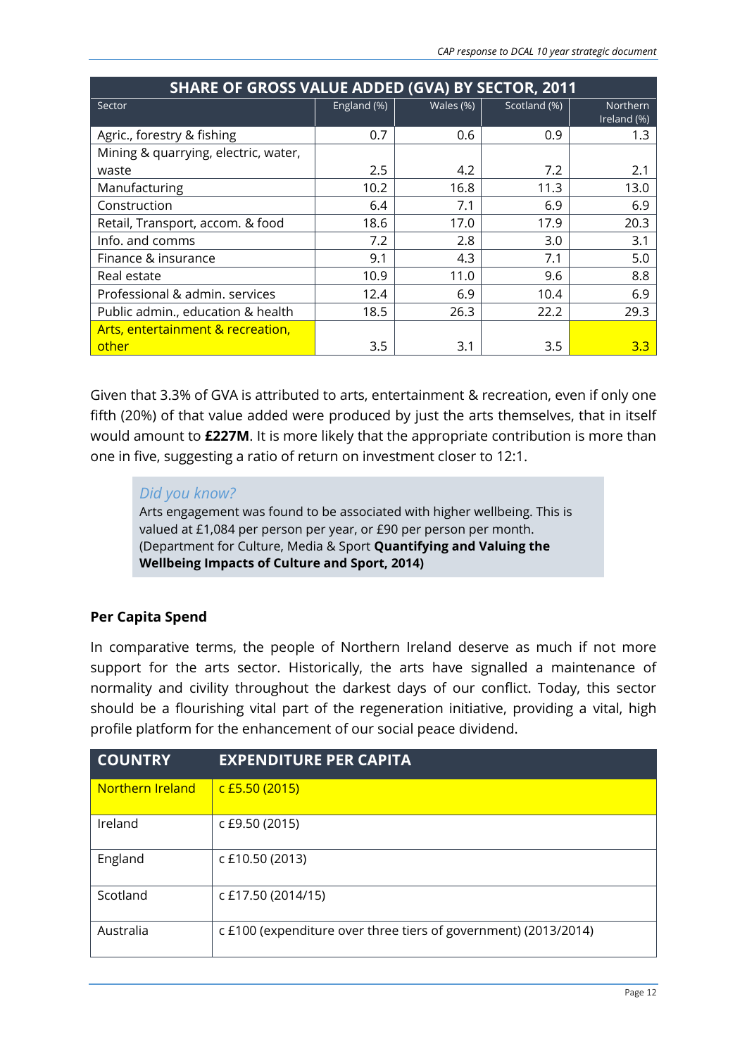| SHARE OF GROSS VALUE ADDED (GVA) BY SECTOR, 2011 | | | | |
|---|---|---|---|---|
| Sector | England (%) | Wales (%) | Scotland (%) | Northern Ireland (%) |
| Agric., forestry & fishing | 0.7 | 0.6 | 0.9 | 1.3 |
| Mining & quarrying, electric, water, waste | 2.5 | 4.2 | 7.2 | 2.1 |
| Manufacturing | 10.2 | 16.8 | 11.3 | 13.0 |
| Construction | 6.4 | 7.1 | 6.9 | 6.9 |
| Retail, Transport, accom. & food | 18.6 | 17.0 | 17.9 | 20.3 |
| Info. and comms | 7.2 | 2.8 | 3.0 | 3.1 |
| Finance & insurance | 9.1 | 4.3 | 7.1 | 5.0 |
| Real estate | 10.9 | 11.0 | 9.6 | 8.8 |
| Professional & admin. services | 12.4 | 6.9 | 10.4 | 6.9 |
| Public admin., education & health | 18.5 | 26.3 | 22.2 | 29.3 |
| Arts, entertainment & recreation, other | 3.5 | 3.1 | 3.5 | 3.3 |

Given that 3.3% of GVA is attributed to arts, entertainment & recreation, even if only one fifth (20%) of that value added were produced by just the arts themselves, that in itself would amount to **£227M**. It is more likely that the appropriate contribution is more than one in five, suggesting a ratio of return on investment closer to 12:1.

> *Did you know?*
> Arts engagement was found to be associated with higher wellbeing. This is valued at £1,084 per person per year, or £90 per person per month. (Department for Culture, Media & Sport **Quantifying and Valuing the Wellbeing Impacts of Culture and Sport, 2014)**

**Per Capita Spend**

In comparative terms, the people of Northern Ireland deserve as much if not more support for the arts sector. Historically, the arts have signalled a maintenance of normality and civility throughout the darkest days of our conflict. Today, this sector should be a flourishing vital part of the regeneration initiative, providing a vital, high profile platform for the enhancement of our social peace dividend.

| COUNTRY | EXPENDITURE PER CAPITA |
|---|---|
| Northern Ireland | c £5.50 (2015) |
| Ireland | c £9.50 (2015) |
| England | c £10.50 (2013) |
| Scotland | c £17.50 (2014/15) |
| Australia | c £100 (expenditure over three tiers of government) (2013/2014) |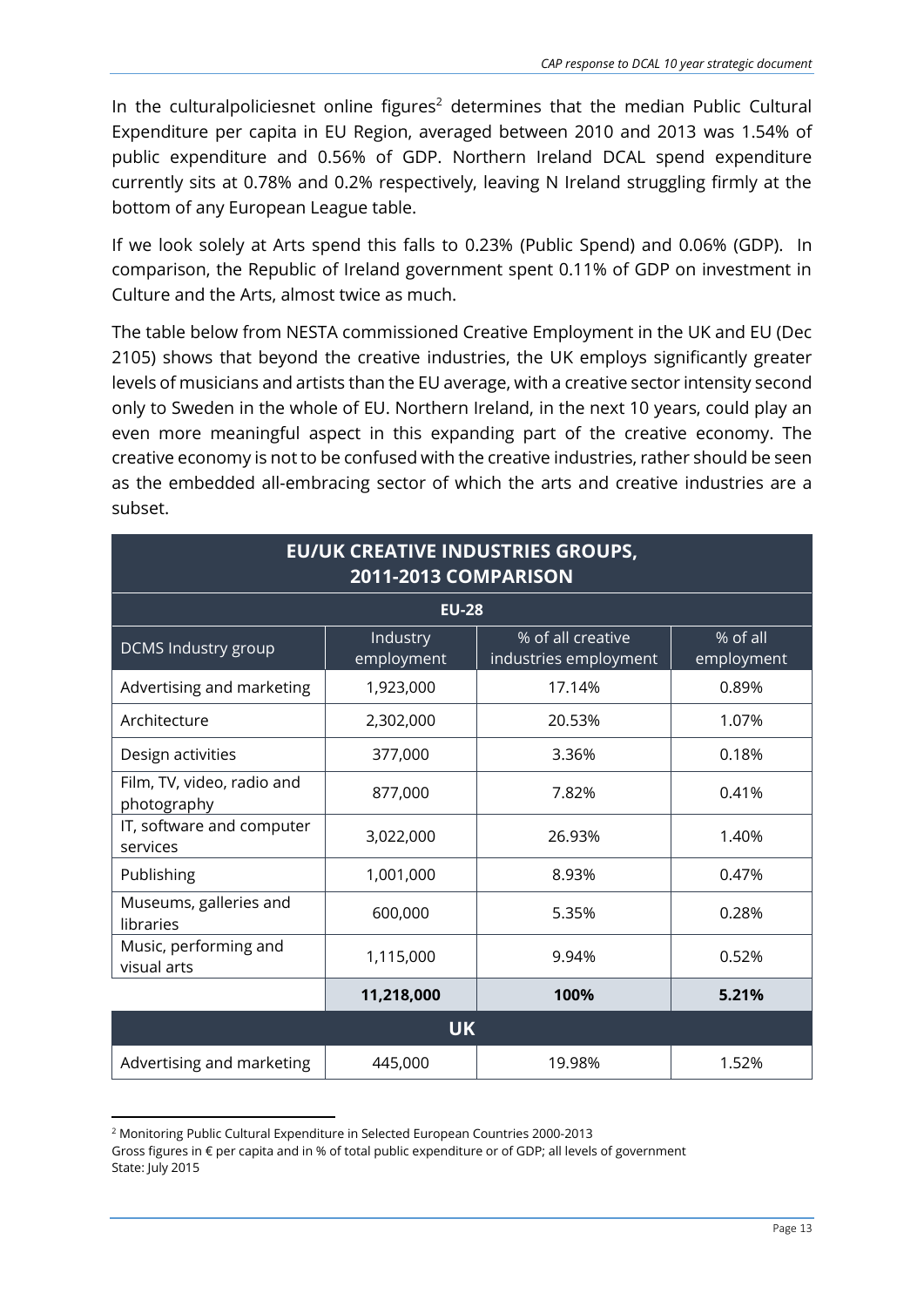In the culturalpoliciesnet online figures[2] determines that the median Public Cultural Expenditure per capita in EU Region, averaged between 2010 and 2013 was 1.54% of public expenditure and 0.56% of GDP. Northern Ireland DCAL spend expenditure currently sits at 0.78% and 0.2% respectively, leaving N Ireland struggling firmly at the bottom of any European League table.

If we look solely at Arts spend this falls to 0.23% (Public Spend) and 0.06% (GDP). In comparison, the Republic of Ireland government spent 0.11% of GDP on investment in Culture and the Arts, almost twice as much.

The table below from NESTA commissioned Creative Employment in the UK and EU (Dec 2105) shows that beyond the creative industries, the UK employs significantly greater levels of musicians and artists than the EU average, with a creative sector intensity second only to Sweden in the whole of EU. Northern Ireland, in the next 10 years, could play an even more meaningful aspect in this expanding part of the creative economy. The creative economy is not to be confused with the creative industries, rather should be seen as the embedded all-embracing sector of which the arts and creative industries are a subset.

| EU/UK CREATIVE INDUSTRIES GROUPS, 2011-2013 COMPARISON | | | |
|---|---|---|---|
| **EU-28** | | | |
| DCMS Industry group | Industry employment | % of all creative industries employment | % of all employment |
| Advertising and marketing | 1,923,000 | 17.14% | 0.89% |
| Architecture | 2,302,000 | 20.53% | 1.07% |
| Design activities | 377,000 | 3.36% | 0.18% |
| Film, TV, video, radio and photography | 877,000 | 7.82% | 0.41% |
| IT, software and computer services | 3,022,000 | 26.93% | 1.40% |
| Publishing | 1,001,000 | 8.93% | 0.47% |
| Museums, galleries and libraries | 600,000 | 5.35% | 0.28% |
| Music, performing and visual arts | 1,115,000 | 9.94% | 0.52% |
| | **11,218,000** | **100%** | **5.21%** |
| **UK** | | | |
| Advertising and marketing | 445,000 | 19.98% | 1.52% |

[2] Monitoring Public Cultural Expenditure in Selected European Countries 2000-2013
Gross figures in € per capita and in % of total public expenditure or of GDP; all levels of government
State: July 2015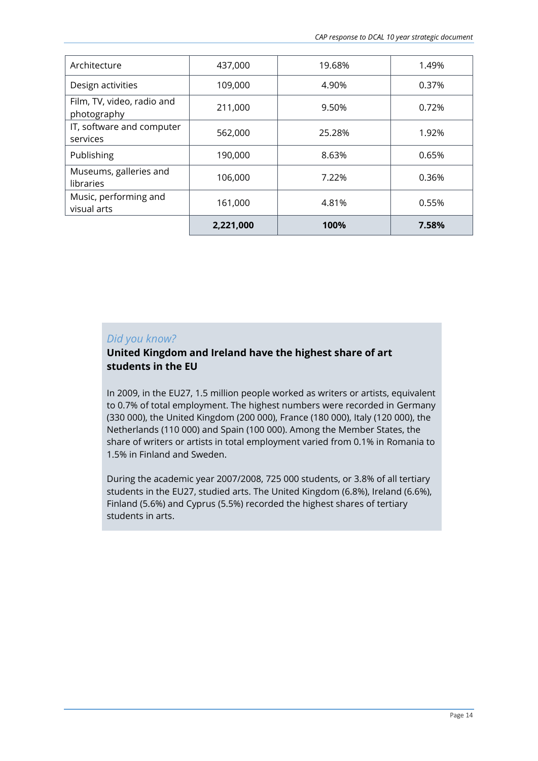| | | | |
|---|---|---|---|
| Architecture | 437,000 | 19.68% | 1.49% |
| Design activities | 109,000 | 4.90% | 0.37% |
| Film, TV, video, radio and photography | 211,000 | 9.50% | 0.72% |
| IT, software and computer services | 562,000 | 25.28% | 1.92% |
| Publishing | 190,000 | 8.63% | 0.65% |
| Museums, galleries and libraries | 106,000 | 7.22% | 0.36% |
| Music, performing and visual arts | 161,000 | 4.81% | 0.55% |
| | **2,221,000** | **100%** | **7.58%** |

*Did you know?*

**United Kingdom and Ireland have the highest share of art students in the EU**

In 2009, in the EU27, 1.5 million people worked as writers or artists, equivalent to 0.7% of total employment. The highest numbers were recorded in Germany (330 000), the United Kingdom (200 000), France (180 000), Italy (120 000), the Netherlands (110 000) and Spain (100 000). Among the Member States, the share of writers or artists in total employment varied from 0.1% in Romania to 1.5% in Finland and Sweden.

During the academic year 2007/2008, 725 000 students, or 3.8% of all tertiary students in the EU27, studied arts. The United Kingdom (6.8%), Ireland (6.6%), Finland (5.6%) and Cyprus (5.5%) recorded the highest shares of tertiary students in arts.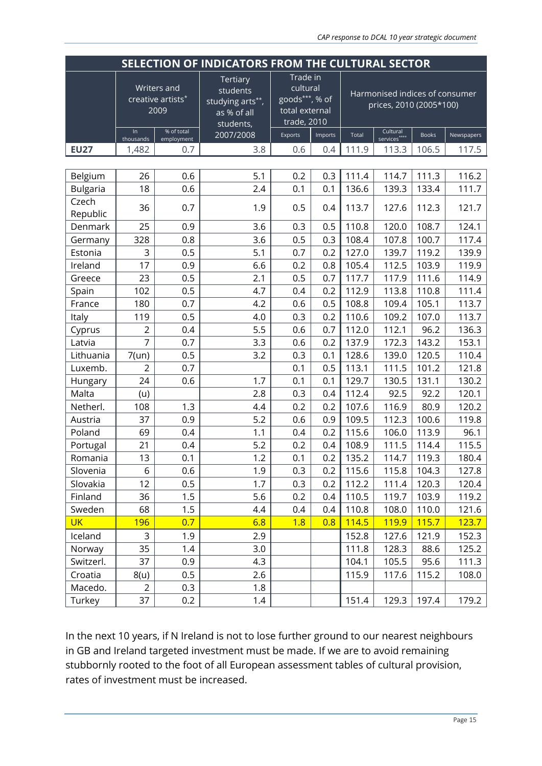| SELECTION OF INDICATORS FROM THE CULTURAL SECTOR | | | | | | | | | |
|---|---|---|---|---|---|---|---|---|---|
| | Writers and creative artists*, 2009 | | Tertiary students studying arts**, as % of all students, 2007/2008 | Trade in cultural goods***, % of total external trade, 2010 | | Harmonised indices of consumer prices, 2010 (2005*100) | | | |
| | In thousands | % of total employment | | Exports | Imports | Total | Cultural services**** | Books | Newspapers |
| **EU27** | 1,482 | 0.7 | 3.8 | 0.6 | 0.4 | 111.9 | 113.3 | 106.5 | 117.5 |
| Belgium | 26 | 0.6 | 5.1 | 0.2 | 0.3 | 111.4 | 114.7 | 111.3 | 116.2 |
| Bulgaria | 18 | 0.6 | 2.4 | 0.1 | 0.1 | 136.6 | 139.3 | 133.4 | 111.7 |
| Czech Republic | 36 | 0.7 | 1.9 | 0.5 | 0.4 | 113.7 | 127.6 | 112.3 | 121.7 |
| Denmark | 25 | 0.9 | 3.6 | 0.3 | 0.5 | 110.8 | 120.0 | 108.7 | 124.1 |
| Germany | 328 | 0.8 | 3.6 | 0.5 | 0.3 | 108.4 | 107.8 | 100.7 | 117.4 |
| Estonia | 3 | 0.5 | 5.1 | 0.7 | 0.2 | 127.0 | 139.7 | 119.2 | 139.9 |
| Ireland | 17 | 0.9 | 6.6 | 0.2 | 0.8 | 105.4 | 112.5 | 103.9 | 119.9 |
| Greece | 23 | 0.5 | 2.1 | 0.5 | 0.7 | 117.7 | 117.9 | 111.6 | 114.9 |
| Spain | 102 | 0.5 | 4.7 | 0.4 | 0.2 | 112.9 | 113.8 | 110.8 | 111.4 |
| France | 180 | 0.7 | 4.2 | 0.6 | 0.5 | 108.8 | 109.4 | 105.1 | 113.7 |
| Italy | 119 | 0.5 | 4.0 | 0.3 | 0.2 | 110.6 | 109.2 | 107.0 | 113.7 |
| Cyprus | 2 | 0.4 | 5.5 | 0.6 | 0.7 | 112.0 | 112.1 | 96.2 | 136.3 |
| Latvia | 7 | 0.7 | 3.3 | 0.6 | 0.2 | 137.9 | 172.3 | 143.2 | 153.1 |
| Lithuania | 7(un) | 0.5 | 3.2 | 0.3 | 0.1 | 128.6 | 139.0 | 120.5 | 110.4 |
| Luxemb. | 2 | 0.7 | | 0.1 | 0.5 | 113.1 | 111.5 | 101.2 | 121.8 |
| Hungary | 24 | 0.6 | 1.7 | 0.1 | 0.1 | 129.7 | 130.5 | 131.1 | 130.2 |
| Malta | (u) | | 2.8 | 0.3 | 0.4 | 112.4 | 92.5 | 92.2 | 120.1 |
| Netherl. | 108 | 1.3 | 4.4 | 0.2 | 0.2 | 107.6 | 116.9 | 80.9 | 120.2 |
| Austria | 37 | 0.9 | 5.2 | 0.6 | 0.9 | 109.5 | 112.3 | 100.6 | 119.8 |
| Poland | 69 | 0.4 | 1.1 | 0.4 | 0.2 | 115.6 | 106.0 | 113.9 | 96.1 |
| Portugal | 21 | 0.4 | 5.2 | 0.2 | 0.4 | 108.9 | 111.5 | 114.4 | 115.5 |
| Romania | 13 | 0.1 | 1.2 | 0.1 | 0.2 | 135.2 | 114.7 | 119.3 | 180.4 |
| Slovenia | 6 | 0.6 | 1.9 | 0.3 | 0.2 | 115.6 | 115.8 | 104.3 | 127.8 |
| Slovakia | 12 | 0.5 | 1.7 | 0.3 | 0.2 | 112.2 | 111.4 | 120.3 | 120.4 |
| Finland | 36 | 1.5 | 5.6 | 0.2 | 0.4 | 110.5 | 119.7 | 103.9 | 119.2 |
| Sweden | 68 | 1.5 | 4.4 | 0.4 | 0.4 | 110.8 | 108.0 | 110.0 | 121.6 |
| UK | 196 | 0.7 | 6.8 | 1.8 | 0.8 | 114.5 | 119.9 | 115.7 | 123.7 |
| Iceland | 3 | 1.9 | 2.9 | | | 152.8 | 127.6 | 121.9 | 152.3 |
| Norway | 35 | 1.4 | 3.0 | | | 111.8 | 128.3 | 88.6 | 125.2 |
| Switzerl. | 37 | 0.9 | 4.3 | | | 104.1 | 105.5 | 95.6 | 111.3 |
| Croatia | 8(u) | 0.5 | 2.6 | | | 115.9 | 117.6 | 115.2 | 108.0 |
| Macedo. | 2 | 0.3 | 1.8 | | | | | | |
| Turkey | 37 | 0.2 | 1.4 | | | 151.4 | 129.3 | 197.4 | 179.2 |

In the next 10 years, if N Ireland is not to lose further ground to our nearest neighbours in GB and Ireland targeted investment must be made. If we are to avoid remaining stubbornly rooted to the foot of all European assessment tables of cultural provision, rates of investment must be increased.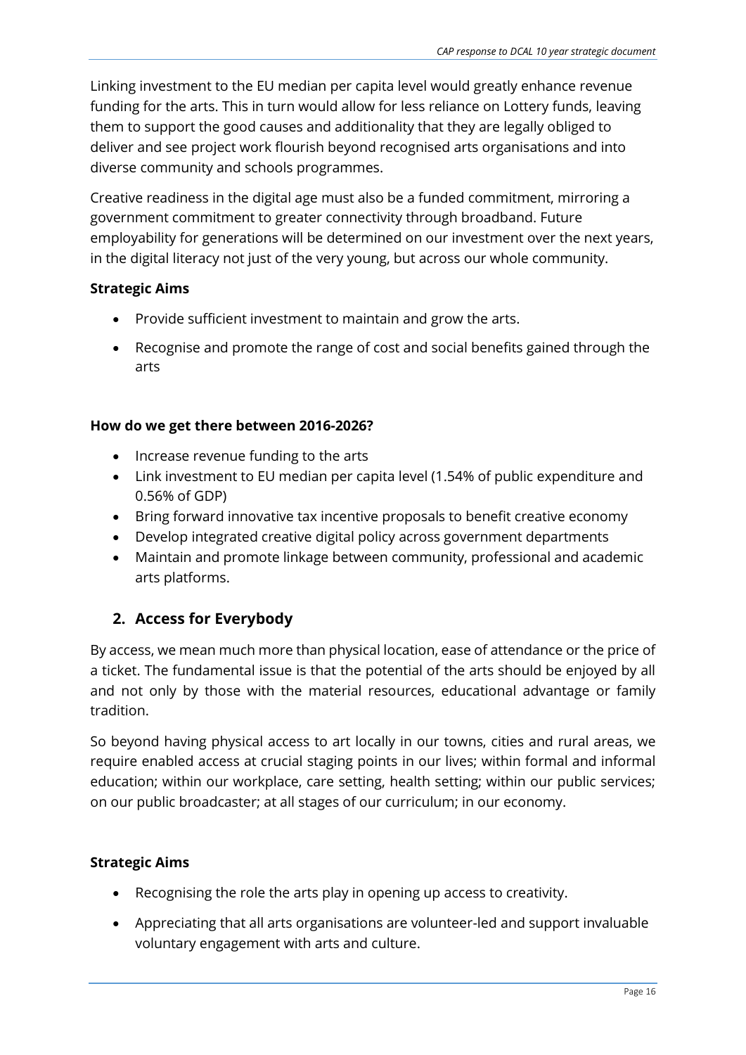Linking investment to the EU median per capita level would greatly enhance revenue funding for the arts. This in turn would allow for less reliance on Lottery funds, leaving them to support the good causes and additionality that they are legally obliged to deliver and see project work flourish beyond recognised arts organisations and into diverse community and schools programmes.

Creative readiness in the digital age must also be a funded commitment, mirroring a government commitment to greater connectivity through broadband. Future employability for generations will be determined on our investment over the next years, in the digital literacy not just of the very young, but across our whole community.

**Strategic Aims**

- Provide sufficient investment to maintain and grow the arts.
- Recognise and promote the range of cost and social benefits gained through the arts

**How do we get there between 2016-2026?**

- Increase revenue funding to the arts
- Link investment to EU median per capita level (1.54% of public expenditure and 0.56% of GDP)
- Bring forward innovative tax incentive proposals to benefit creative economy
- Develop integrated creative digital policy across government departments
- Maintain and promote linkage between community, professional and academic arts platforms.

## 2. Access for Everybody

By access, we mean much more than physical location, ease of attendance or the price of a ticket. The fundamental issue is that the potential of the arts should be enjoyed by all and not only by those with the material resources, educational advantage or family tradition.

So beyond having physical access to art locally in our towns, cities and rural areas, we require enabled access at crucial staging points in our lives; within formal and informal education; within our workplace, care setting, health setting; within our public services; on our public broadcaster; at all stages of our curriculum; in our economy.

**Strategic Aims**

- Recognising the role the arts play in opening up access to creativity.
- Appreciating that all arts organisations are volunteer-led and support invaluable voluntary engagement with arts and culture.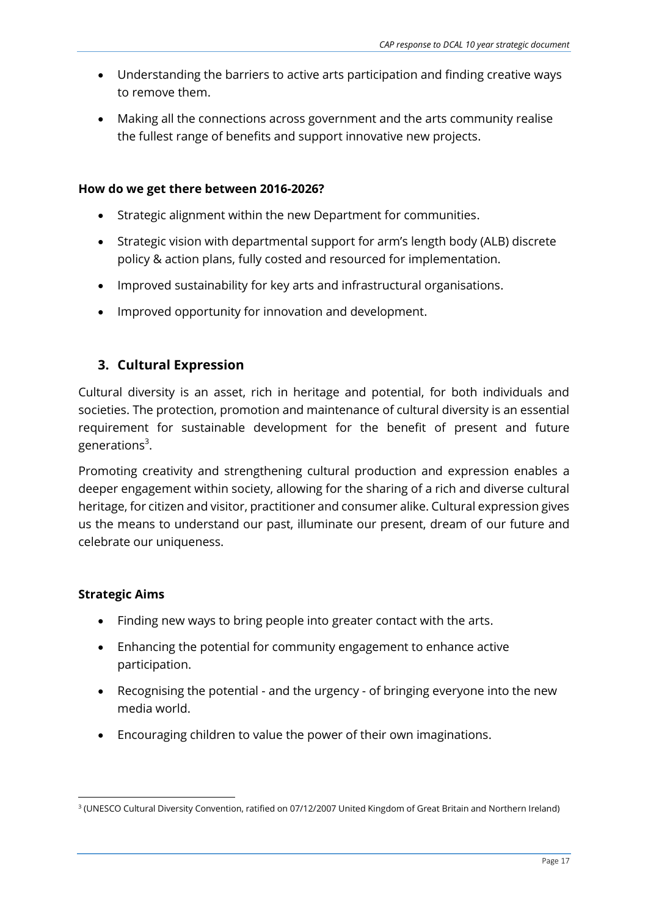- Understanding the barriers to active arts participation and finding creative ways to remove them.
- Making all the connections across government and the arts community realise the fullest range of benefits and support innovative new projects.

**How do we get there between 2016-2026?**

- Strategic alignment within the new Department for communities.
- Strategic vision with departmental support for arm's length body (ALB) discrete policy & action plans, fully costed and resourced for implementation.
- Improved sustainability for key arts and infrastructural organisations.
- Improved opportunity for innovation and development.

## 3. Cultural Expression

Cultural diversity is an asset, rich in heritage and potential, for both individuals and societies. The protection, promotion and maintenance of cultural diversity is an essential requirement for sustainable development for the benefit of present and future generations[3].

Promoting creativity and strengthening cultural production and expression enables a deeper engagement within society, allowing for the sharing of a rich and diverse cultural heritage, for citizen and visitor, practitioner and consumer alike. Cultural expression gives us the means to understand our past, illuminate our present, dream of our future and celebrate our uniqueness.

**Strategic Aims**

- Finding new ways to bring people into greater contact with the arts.
- Enhancing the potential for community engagement to enhance active participation.
- Recognising the potential - and the urgency - of bringing everyone into the new media world.
- Encouraging children to value the power of their own imaginations.

[3] (UNESCO Cultural Diversity Convention, ratified on 07/12/2007 United Kingdom of Great Britain and Northern Ireland)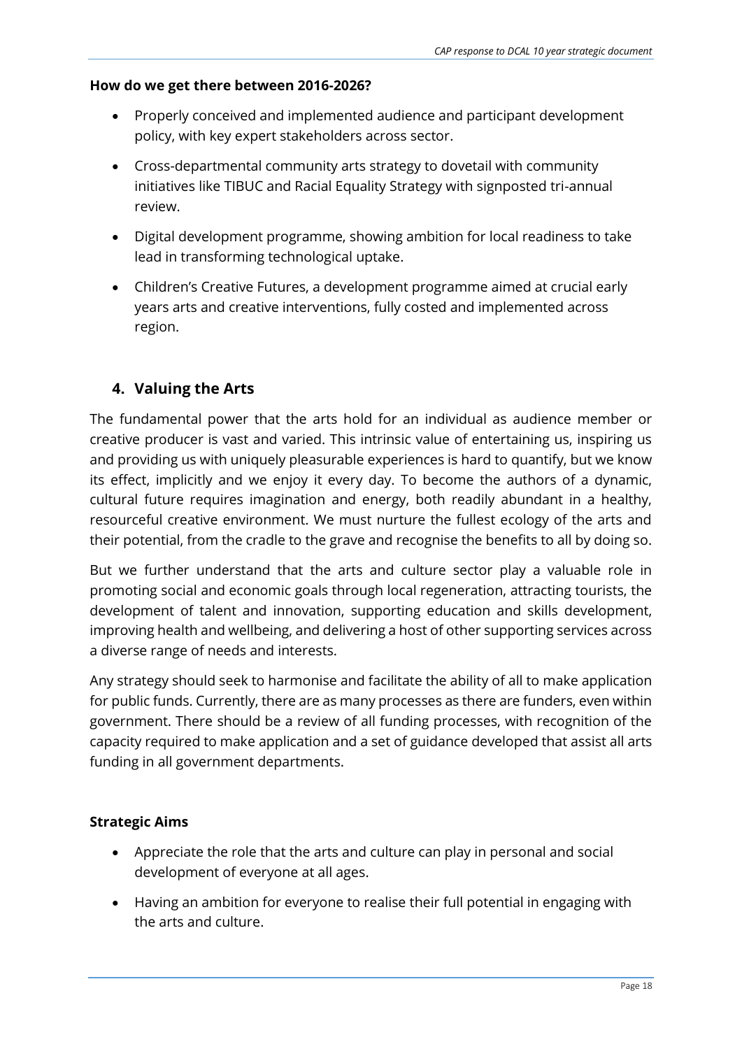**How do we get there between 2016-2026?**

- Properly conceived and implemented audience and participant development policy, with key expert stakeholders across sector.
- Cross-departmental community arts strategy to dovetail with community initiatives like TIBUC and Racial Equality Strategy with signposted tri-annual review.
- Digital development programme, showing ambition for local readiness to take lead in transforming technological uptake.
- Children's Creative Futures, a development programme aimed at crucial early years arts and creative interventions, fully costed and implemented across region.

## 4. Valuing the Arts

The fundamental power that the arts hold for an individual as audience member or creative producer is vast and varied. This intrinsic value of entertaining us, inspiring us and providing us with uniquely pleasurable experiences is hard to quantify, but we know its effect, implicitly and we enjoy it every day. To become the authors of a dynamic, cultural future requires imagination and energy, both readily abundant in a healthy, resourceful creative environment. We must nurture the fullest ecology of the arts and their potential, from the cradle to the grave and recognise the benefits to all by doing so.

But we further understand that the arts and culture sector play a valuable role in promoting social and economic goals through local regeneration, attracting tourists, the development of talent and innovation, supporting education and skills development, improving health and wellbeing, and delivering a host of other supporting services across a diverse range of needs and interests.

Any strategy should seek to harmonise and facilitate the ability of all to make application for public funds. Currently, there are as many processes as there are funders, even within government. There should be a review of all funding processes, with recognition of the capacity required to make application and a set of guidance developed that assist all arts funding in all government departments.

**Strategic Aims**

- Appreciate the role that the arts and culture can play in personal and social development of everyone at all ages.
- Having an ambition for everyone to realise their full potential in engaging with the arts and culture.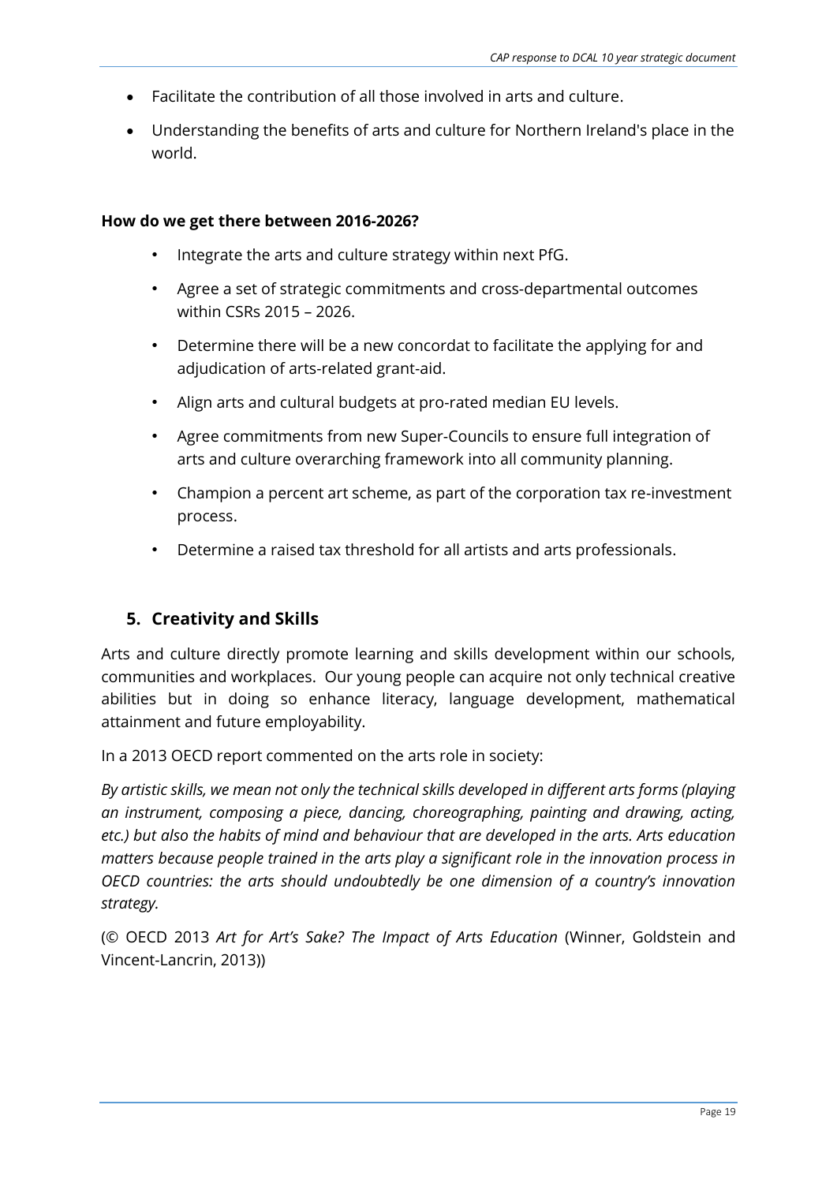- Facilitate the contribution of all those involved in arts and culture.
- Understanding the benefits of arts and culture for Northern Ireland's place in the world.

**How do we get there between 2016-2026?**

- Integrate the arts and culture strategy within next PfG.
- Agree a set of strategic commitments and cross-departmental outcomes within CSRs 2015 – 2026.
- Determine there will be a new concordat to facilitate the applying for and adjudication of arts-related grant-aid.
- Align arts and cultural budgets at pro-rated median EU levels.
- Agree commitments from new Super-Councils to ensure full integration of arts and culture overarching framework into all community planning.
- Champion a percent art scheme, as part of the corporation tax re-investment process.
- Determine a raised tax threshold for all artists and arts professionals.

## 5. Creativity and Skills

Arts and culture directly promote learning and skills development within our schools, communities and workplaces. Our young people can acquire not only technical creative abilities but in doing so enhance literacy, language development, mathematical attainment and future employability.

In a 2013 OECD report commented on the arts role in society:

*By artistic skills, we mean not only the technical skills developed in different arts forms (playing an instrument, composing a piece, dancing, choreographing, painting and drawing, acting, etc.) but also the habits of mind and behaviour that are developed in the arts. Arts education matters because people trained in the arts play a significant role in the innovation process in OECD countries: the arts should undoubtedly be one dimension of a country's innovation strategy.*

(© OECD 2013 *Art for Art's Sake? The Impact of Arts Education* (Winner, Goldstein and Vincent-Lancrin, 2013))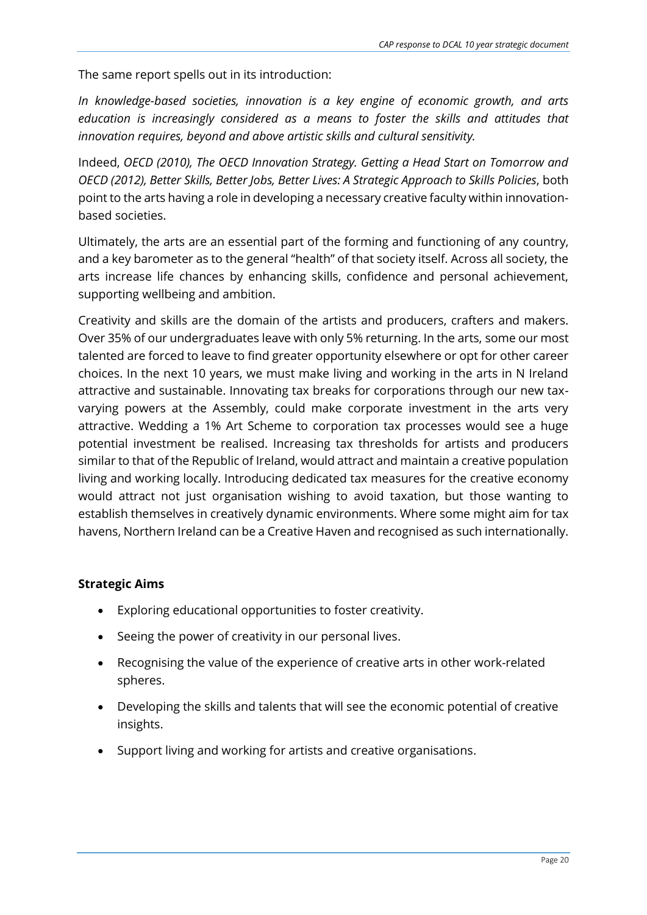The same report spells out in its introduction:

*In knowledge-based societies, innovation is a key engine of economic growth, and arts education is increasingly considered as a means to foster the skills and attitudes that innovation requires, beyond and above artistic skills and cultural sensitivity.*

Indeed, *OECD (2010), The OECD Innovation Strategy. Getting a Head Start on Tomorrow and OECD (2012), Better Skills, Better Jobs, Better Lives: A Strategic Approach to Skills Policies*, both point to the arts having a role in developing a necessary creative faculty within innovation-based societies.

Ultimately, the arts are an essential part of the forming and functioning of any country, and a key barometer as to the general "health" of that society itself. Across all society, the arts increase life chances by enhancing skills, confidence and personal achievement, supporting wellbeing and ambition.

Creativity and skills are the domain of the artists and producers, crafters and makers. Over 35% of our undergraduates leave with only 5% returning. In the arts, some our most talented are forced to leave to find greater opportunity elsewhere or opt for other career choices. In the next 10 years, we must make living and working in the arts in N Ireland attractive and sustainable. Innovating tax breaks for corporations through our new tax-varying powers at the Assembly, could make corporate investment in the arts very attractive. Wedding a 1% Art Scheme to corporation tax processes would see a huge potential investment be realised. Increasing tax thresholds for artists and producers similar to that of the Republic of Ireland, would attract and maintain a creative population living and working locally. Introducing dedicated tax measures for the creative economy would attract not just organisation wishing to avoid taxation, but those wanting to establish themselves in creatively dynamic environments. Where some might aim for tax havens, Northern Ireland can be a Creative Haven and recognised as such internationally.

**Strategic Aims**

- Exploring educational opportunities to foster creativity.
- Seeing the power of creativity in our personal lives.
- Recognising the value of the experience of creative arts in other work-related spheres.
- Developing the skills and talents that will see the economic potential of creative insights.
- Support living and working for artists and creative organisations.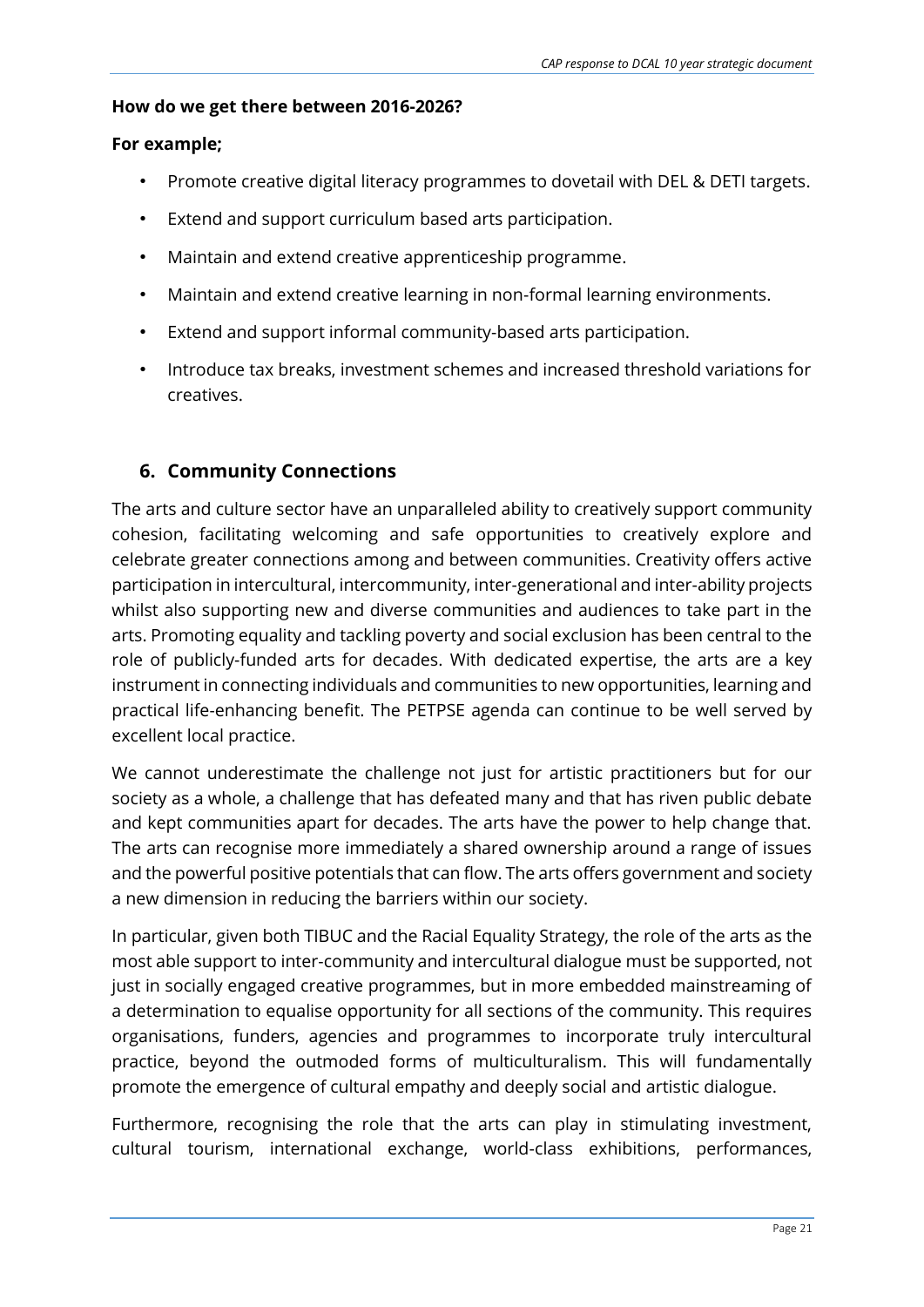**How do we get there between 2016-2026?**

**For example;**

- Promote creative digital literacy programmes to dovetail with DEL & DETI targets.
- Extend and support curriculum based arts participation.
- Maintain and extend creative apprenticeship programme.
- Maintain and extend creative learning in non-formal learning environments.
- Extend and support informal community-based arts participation.
- Introduce tax breaks, investment schemes and increased threshold variations for creatives.

## 6. Community Connections

The arts and culture sector have an unparalleled ability to creatively support community cohesion, facilitating welcoming and safe opportunities to creatively explore and celebrate greater connections among and between communities. Creativity offers active participation in intercultural, intercommunity, inter-generational and inter-ability projects whilst also supporting new and diverse communities and audiences to take part in the arts. Promoting equality and tackling poverty and social exclusion has been central to the role of publicly-funded arts for decades. With dedicated expertise, the arts are a key instrument in connecting individuals and communities to new opportunities, learning and practical life-enhancing benefit. The PETPSE agenda can continue to be well served by excellent local practice.

We cannot underestimate the challenge not just for artistic practitioners but for our society as a whole, a challenge that has defeated many and that has riven public debate and kept communities apart for decades. The arts have the power to help change that. The arts can recognise more immediately a shared ownership around a range of issues and the powerful positive potentials that can flow. The arts offers government and society a new dimension in reducing the barriers within our society.

In particular, given both TIBUC and the Racial Equality Strategy, the role of the arts as the most able support to inter-community and intercultural dialogue must be supported, not just in socially engaged creative programmes, but in more embedded mainstreaming of a determination to equalise opportunity for all sections of the community. This requires organisations, funders, agencies and programmes to incorporate truly intercultural practice, beyond the outmoded forms of multiculturalism. This will fundamentally promote the emergence of cultural empathy and deeply social and artistic dialogue.

Furthermore, recognising the role that the arts can play in stimulating investment, cultural tourism, international exchange, world-class exhibitions, performances,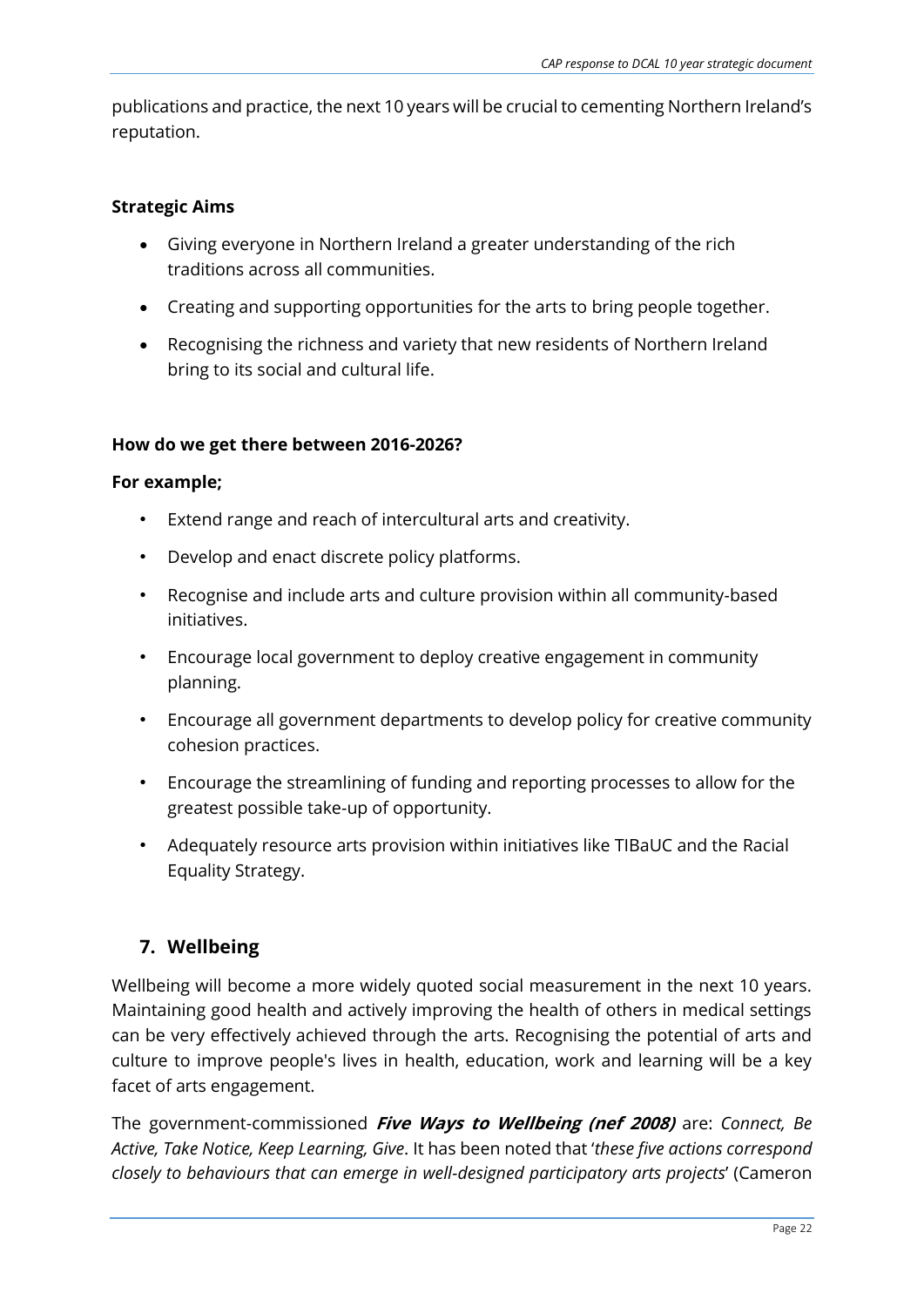publications and practice, the next 10 years will be crucial to cementing Northern Ireland's reputation.

**Strategic Aims**

- Giving everyone in Northern Ireland a greater understanding of the rich traditions across all communities.
- Creating and supporting opportunities for the arts to bring people together.
- Recognising the richness and variety that new residents of Northern Ireland bring to its social and cultural life.

**How do we get there between 2016-2026?**

**For example;**

- Extend range and reach of intercultural arts and creativity.
- Develop and enact discrete policy platforms.
- Recognise and include arts and culture provision within all community-based initiatives.
- Encourage local government to deploy creative engagement in community planning.
- Encourage all government departments to develop policy for creative community cohesion practices.
- Encourage the streamlining of funding and reporting processes to allow for the greatest possible take-up of opportunity.
- Adequately resource arts provision within initiatives like TIBaUC and the Racial Equality Strategy.

## 7. Wellbeing

Wellbeing will become a more widely quoted social measurement in the next 10 years. Maintaining good health and actively improving the health of others in medical settings can be very effectively achieved through the arts. Recognising the potential of arts and culture to improve people's lives in health, education, work and learning will be a key facet of arts engagement.

The government-commissioned ***Five Ways to Wellbeing (nef 2008)*** are: *Connect, Be Active, Take Notice, Keep Learning, Give*. It has been noted that '*these five actions correspond closely to behaviours that can emerge in well-designed participatory arts projects*' (Cameron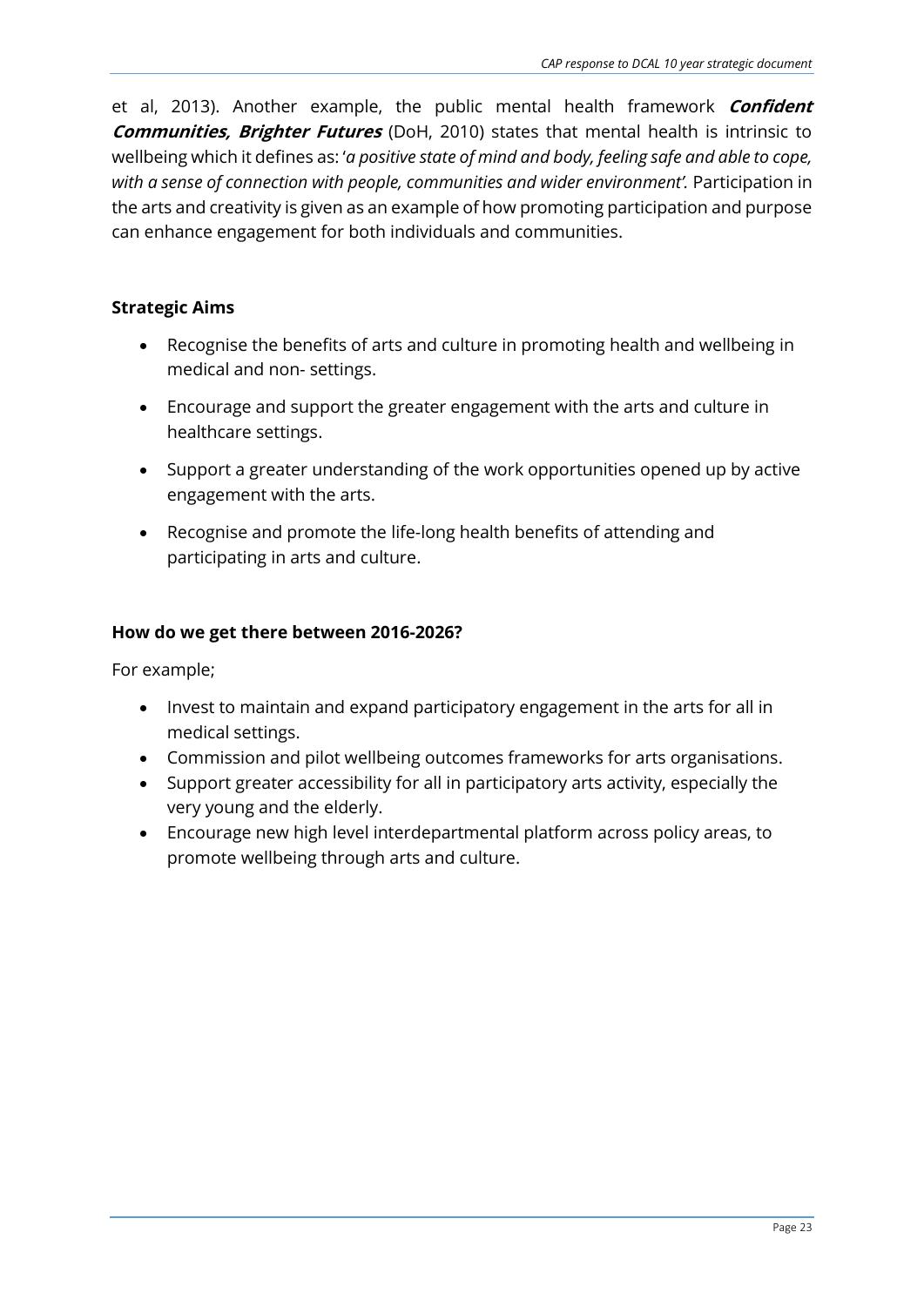et al, 2013). Another example, the public mental health framework ***Confident Communities, Brighter Futures*** (DoH, 2010) states that mental health is intrinsic to wellbeing which it defines as: '*a positive state of mind and body, feeling safe and able to cope, with a sense of connection with people, communities and wider environment'.* Participation in the arts and creativity is given as an example of how promoting participation and purpose can enhance engagement for both individuals and communities.

**Strategic Aims**

- Recognise the benefits of arts and culture in promoting health and wellbeing in medical and non- settings.
- Encourage and support the greater engagement with the arts and culture in healthcare settings.
- Support a greater understanding of the work opportunities opened up by active engagement with the arts.
- Recognise and promote the life-long health benefits of attending and participating in arts and culture.

**How do we get there between 2016-2026?**

For example;

- Invest to maintain and expand participatory engagement in the arts for all in medical settings.
- Commission and pilot wellbeing outcomes frameworks for arts organisations.
- Support greater accessibility for all in participatory arts activity, especially the very young and the elderly.
- Encourage new high level interdepartmental platform across policy areas, to promote wellbeing through arts and culture.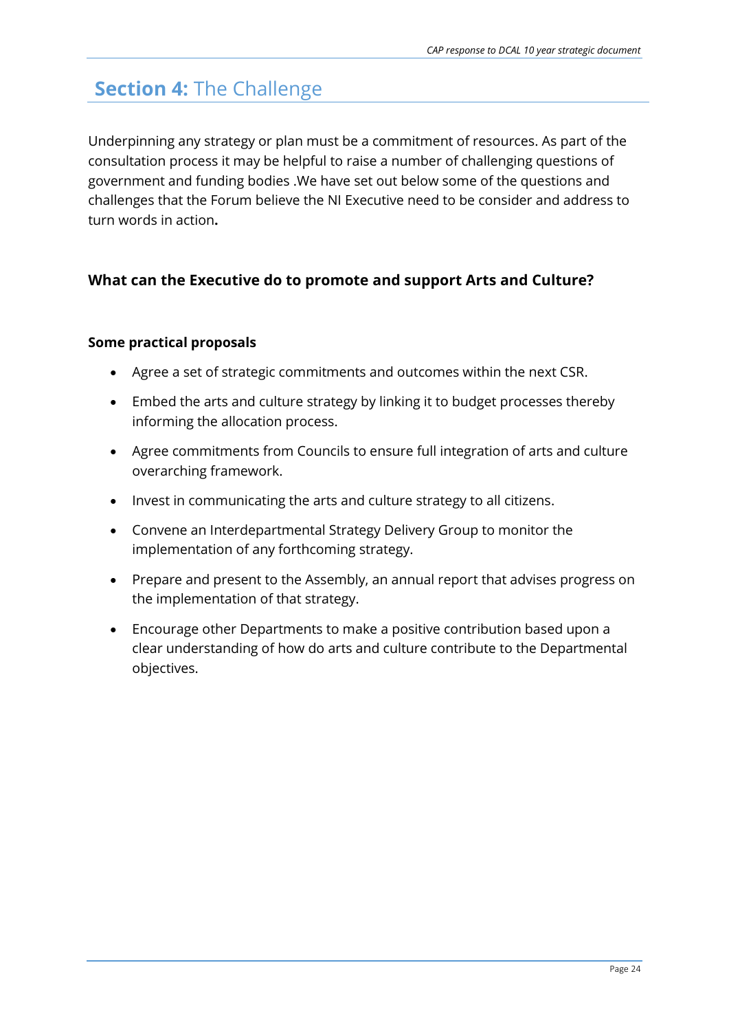# **Section 4:** The Challenge

Underpinning any strategy or plan must be a commitment of resources. As part of the consultation process it may be helpful to raise a number of challenging questions of government and funding bodies .We have set out below some of the questions and challenges that the Forum believe the NI Executive need to be consider and address to turn words in action**.**

### What can the Executive do to promote and support Arts and Culture?

**Some practical proposals**

- Agree a set of strategic commitments and outcomes within the next CSR.
- Embed the arts and culture strategy by linking it to budget processes thereby informing the allocation process.
- Agree commitments from Councils to ensure full integration of arts and culture overarching framework.
- Invest in communicating the arts and culture strategy to all citizens.
- Convene an Interdepartmental Strategy Delivery Group to monitor the implementation of any forthcoming strategy.
- Prepare and present to the Assembly, an annual report that advises progress on the implementation of that strategy.
- Encourage other Departments to make a positive contribution based upon a clear understanding of how do arts and culture contribute to the Departmental objectives.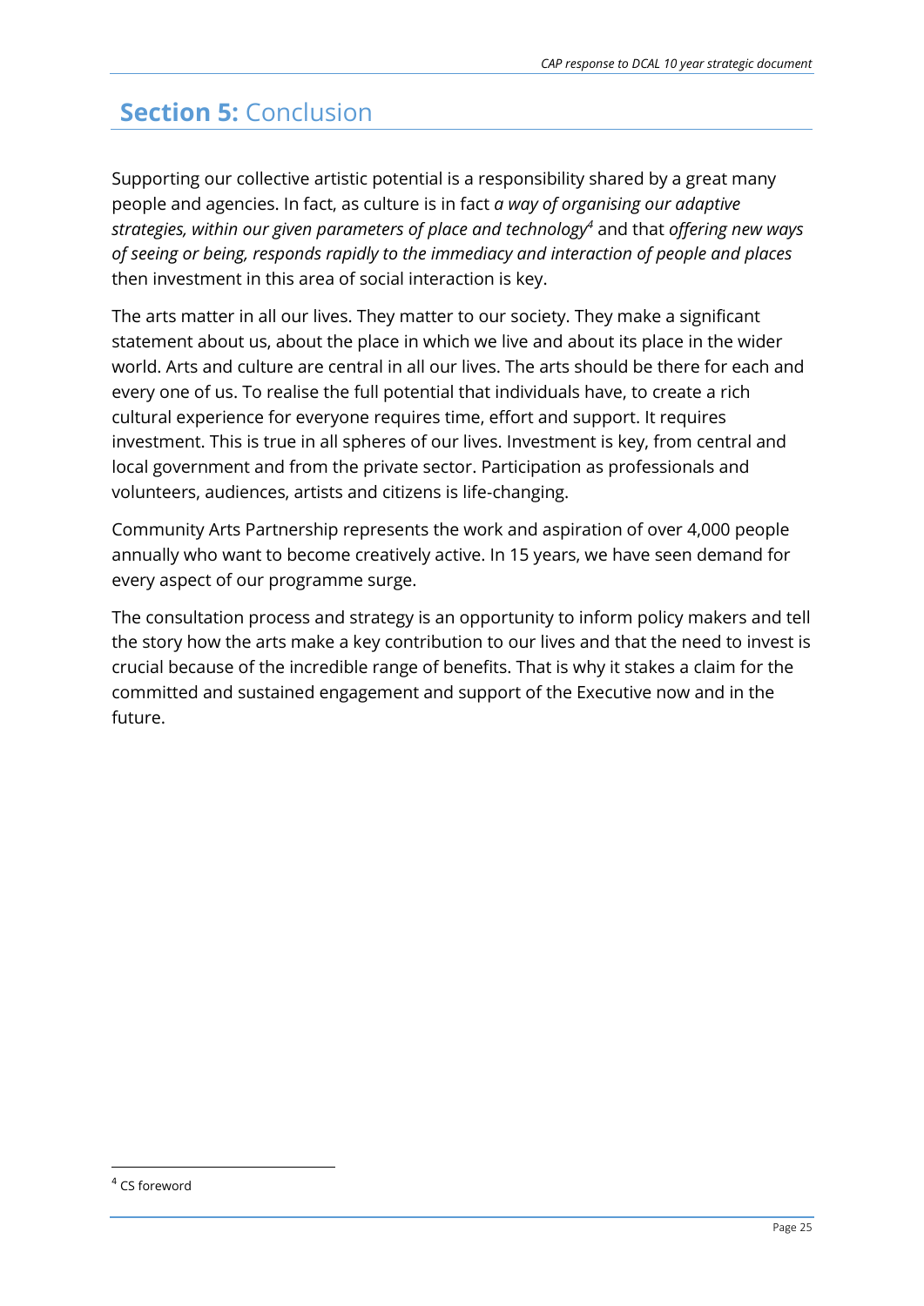# **Section 5:** Conclusion

Supporting our collective artistic potential is a responsibility shared by a great many people and agencies. In fact, as culture is in fact *a way of organising our adaptive strategies, within our given parameters of place and technology*[4] and that *offering new ways of seeing or being, responds rapidly to the immediacy and interaction of people and places* then investment in this area of social interaction is key.

The arts matter in all our lives. They matter to our society. They make a significant statement about us, about the place in which we live and about its place in the wider world. Arts and culture are central in all our lives. The arts should be there for each and every one of us. To realise the full potential that individuals have, to create a rich cultural experience for everyone requires time, effort and support. It requires investment. This is true in all spheres of our lives. Investment is key, from central and local government and from the private sector. Participation as professionals and volunteers, audiences, artists and citizens is life-changing.

Community Arts Partnership represents the work and aspiration of over 4,000 people annually who want to become creatively active. In 15 years, we have seen demand for every aspect of our programme surge.

The consultation process and strategy is an opportunity to inform policy makers and tell the story how the arts make a key contribution to our lives and that the need to invest is crucial because of the incredible range of benefits. That is why it stakes a claim for the committed and sustained engagement and support of the Executive now and in the future.

[4] CS foreword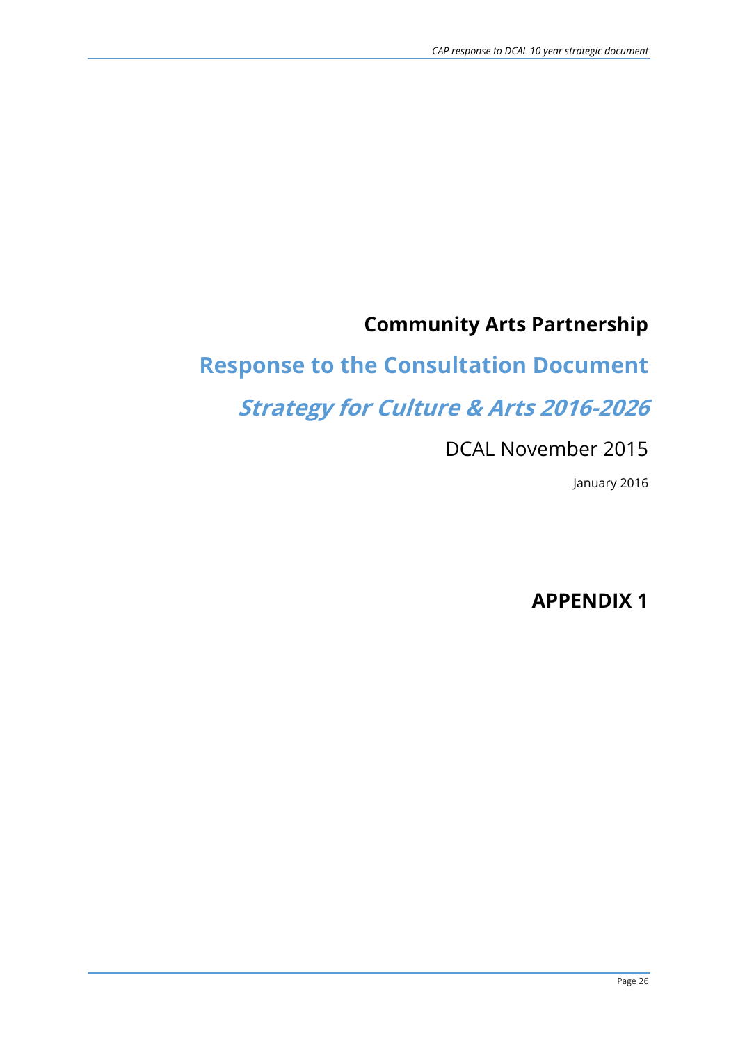# Community Arts Partnership

## Response to the Consultation Document

## *Strategy for Culture & Arts 2016-2026*

DCAL November 2015

January 2016

# APPENDIX 1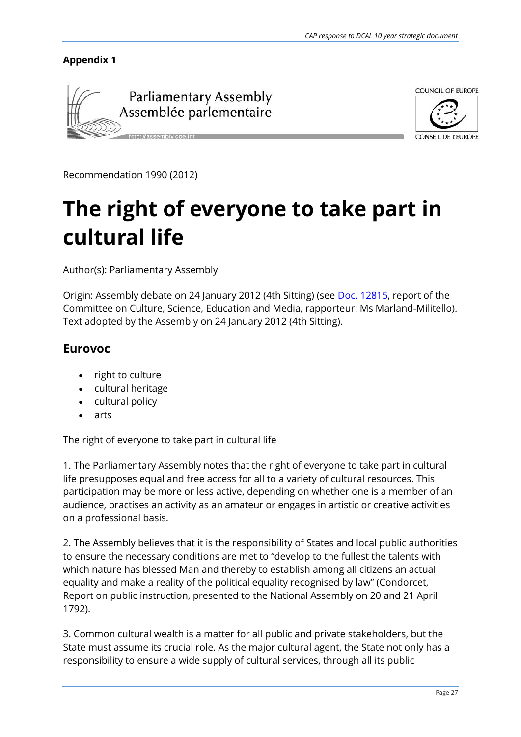**Appendix 1**

Parliamentary Assembly
Assemblée parlementaire

http://assembly.coe.int

COUNCIL OF EUROPE

CONSEIL DE L'EUROPE

Recommendation 1990 (2012)

# The right of everyone to take part in cultural life

Author(s): Parliamentary Assembly

Origin: Assembly debate on 24 January 2012 (4th Sitting) (see Doc. 12815, report of the Committee on Culture, Science, Education and Media, rapporteur: Ms Marland-Militello). Text adopted by the Assembly on 24 January 2012 (4th Sitting).

## Eurovoc

- right to culture
- cultural heritage
- cultural policy
- arts

The right of everyone to take part in cultural life

1. The Parliamentary Assembly notes that the right of everyone to take part in cultural life presupposes equal and free access for all to a variety of cultural resources. This participation may be more or less active, depending on whether one is a member of an audience, practises an activity as an amateur or engages in artistic or creative activities on a professional basis.

2. The Assembly believes that it is the responsibility of States and local public authorities to ensure the necessary conditions are met to "develop to the fullest the talents with which nature has blessed Man and thereby to establish among all citizens an actual equality and make a reality of the political equality recognised by law" (Condorcet, Report on public instruction, presented to the National Assembly on 20 and 21 April 1792).

3. Common cultural wealth is a matter for all public and private stakeholders, but the State must assume its crucial role. As the major cultural agent, the State not only has a responsibility to ensure a wide supply of cultural services, through all its public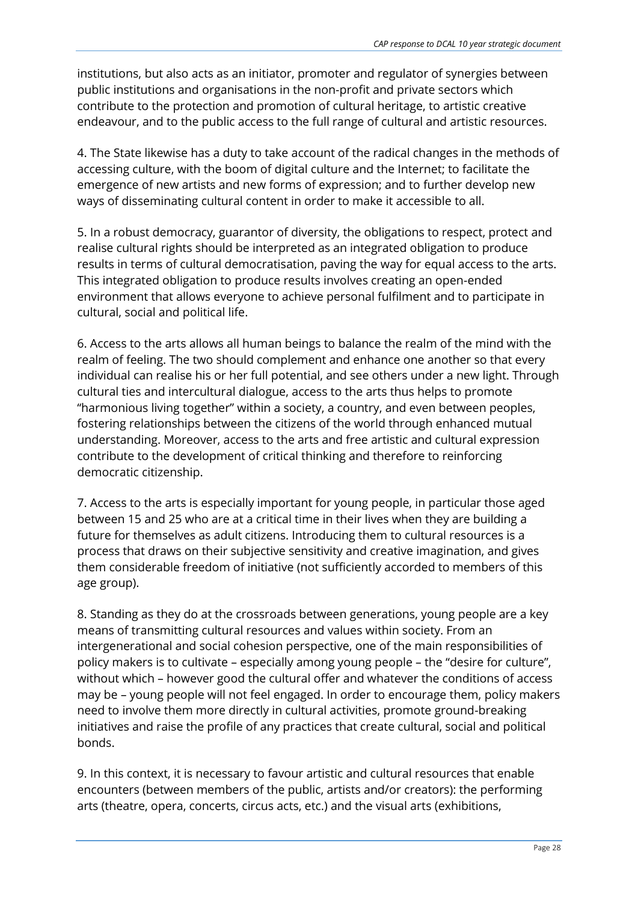institutions, but also acts as an initiator, promoter and regulator of synergies between public institutions and organisations in the non-profit and private sectors which contribute to the protection and promotion of cultural heritage, to artistic creative endeavour, and to the public access to the full range of cultural and artistic resources.

4. The State likewise has a duty to take account of the radical changes in the methods of accessing culture, with the boom of digital culture and the Internet; to facilitate the emergence of new artists and new forms of expression; and to further develop new ways of disseminating cultural content in order to make it accessible to all.

5. In a robust democracy, guarantor of diversity, the obligations to respect, protect and realise cultural rights should be interpreted as an integrated obligation to produce results in terms of cultural democratisation, paving the way for equal access to the arts. This integrated obligation to produce results involves creating an open-ended environment that allows everyone to achieve personal fulfilment and to participate in cultural, social and political life.

6. Access to the arts allows all human beings to balance the realm of the mind with the realm of feeling. The two should complement and enhance one another so that every individual can realise his or her full potential, and see others under a new light. Through cultural ties and intercultural dialogue, access to the arts thus helps to promote "harmonious living together" within a society, a country, and even between peoples, fostering relationships between the citizens of the world through enhanced mutual understanding. Moreover, access to the arts and free artistic and cultural expression contribute to the development of critical thinking and therefore to reinforcing democratic citizenship.

7. Access to the arts is especially important for young people, in particular those aged between 15 and 25 who are at a critical time in their lives when they are building a future for themselves as adult citizens. Introducing them to cultural resources is a process that draws on their subjective sensitivity and creative imagination, and gives them considerable freedom of initiative (not sufficiently accorded to members of this age group).

8. Standing as they do at the crossroads between generations, young people are a key means of transmitting cultural resources and values within society. From an intergenerational and social cohesion perspective, one of the main responsibilities of policy makers is to cultivate – especially among young people – the "desire for culture", without which – however good the cultural offer and whatever the conditions of access may be – young people will not feel engaged. In order to encourage them, policy makers need to involve them more directly in cultural activities, promote ground-breaking initiatives and raise the profile of any practices that create cultural, social and political bonds.

9. In this context, it is necessary to favour artistic and cultural resources that enable encounters (between members of the public, artists and/or creators): the performing arts (theatre, opera, concerts, circus acts, etc.) and the visual arts (exhibitions,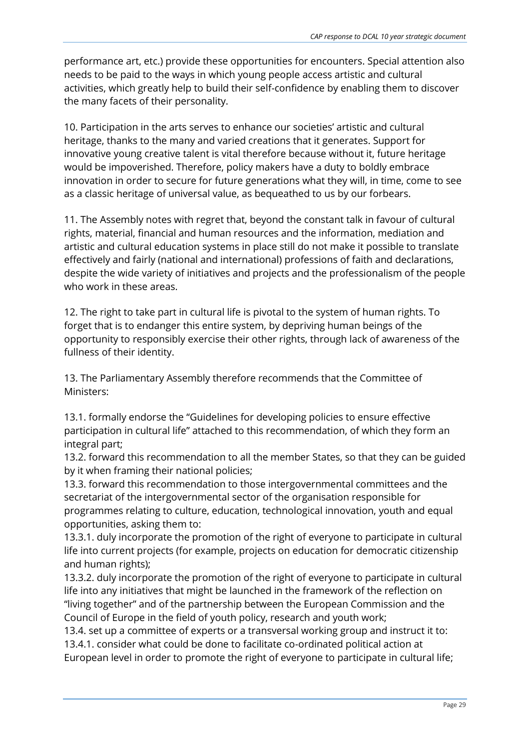performance art, etc.) provide these opportunities for encounters. Special attention also needs to be paid to the ways in which young people access artistic and cultural activities, which greatly help to build their self-confidence by enabling them to discover the many facets of their personality.

10. Participation in the arts serves to enhance our societies' artistic and cultural heritage, thanks to the many and varied creations that it generates. Support for innovative young creative talent is vital therefore because without it, future heritage would be impoverished. Therefore, policy makers have a duty to boldly embrace innovation in order to secure for future generations what they will, in time, come to see as a classic heritage of universal value, as bequeathed to us by our forbears.

11. The Assembly notes with regret that, beyond the constant talk in favour of cultural rights, material, financial and human resources and the information, mediation and artistic and cultural education systems in place still do not make it possible to translate effectively and fairly (national and international) professions of faith and declarations, despite the wide variety of initiatives and projects and the professionalism of the people who work in these areas.

12. The right to take part in cultural life is pivotal to the system of human rights. To forget that is to endanger this entire system, by depriving human beings of the opportunity to responsibly exercise their other rights, through lack of awareness of the fullness of their identity.

13. The Parliamentary Assembly therefore recommends that the Committee of Ministers:

13.1. formally endorse the "Guidelines for developing policies to ensure effective participation in cultural life" attached to this recommendation, of which they form an integral part;
13.2. forward this recommendation to all the member States, so that they can be guided by it when framing their national policies;
13.3. forward this recommendation to those intergovernmental committees and the secretariat of the intergovernmental sector of the organisation responsible for programmes relating to culture, education, technological innovation, youth and equal opportunities, asking them to:
13.3.1. duly incorporate the promotion of the right of everyone to participate in cultural life into current projects (for example, projects on education for democratic citizenship and human rights);
13.3.2. duly incorporate the promotion of the right of everyone to participate in cultural life into any initiatives that might be launched in the framework of the reflection on "living together" and of the partnership between the European Commission and the Council of Europe in the field of youth policy, research and youth work;
13.4. set up a committee of experts or a transversal working group and instruct it to:
13.4.1. consider what could be done to facilitate co-ordinated political action at European level in order to promote the right of everyone to participate in cultural life;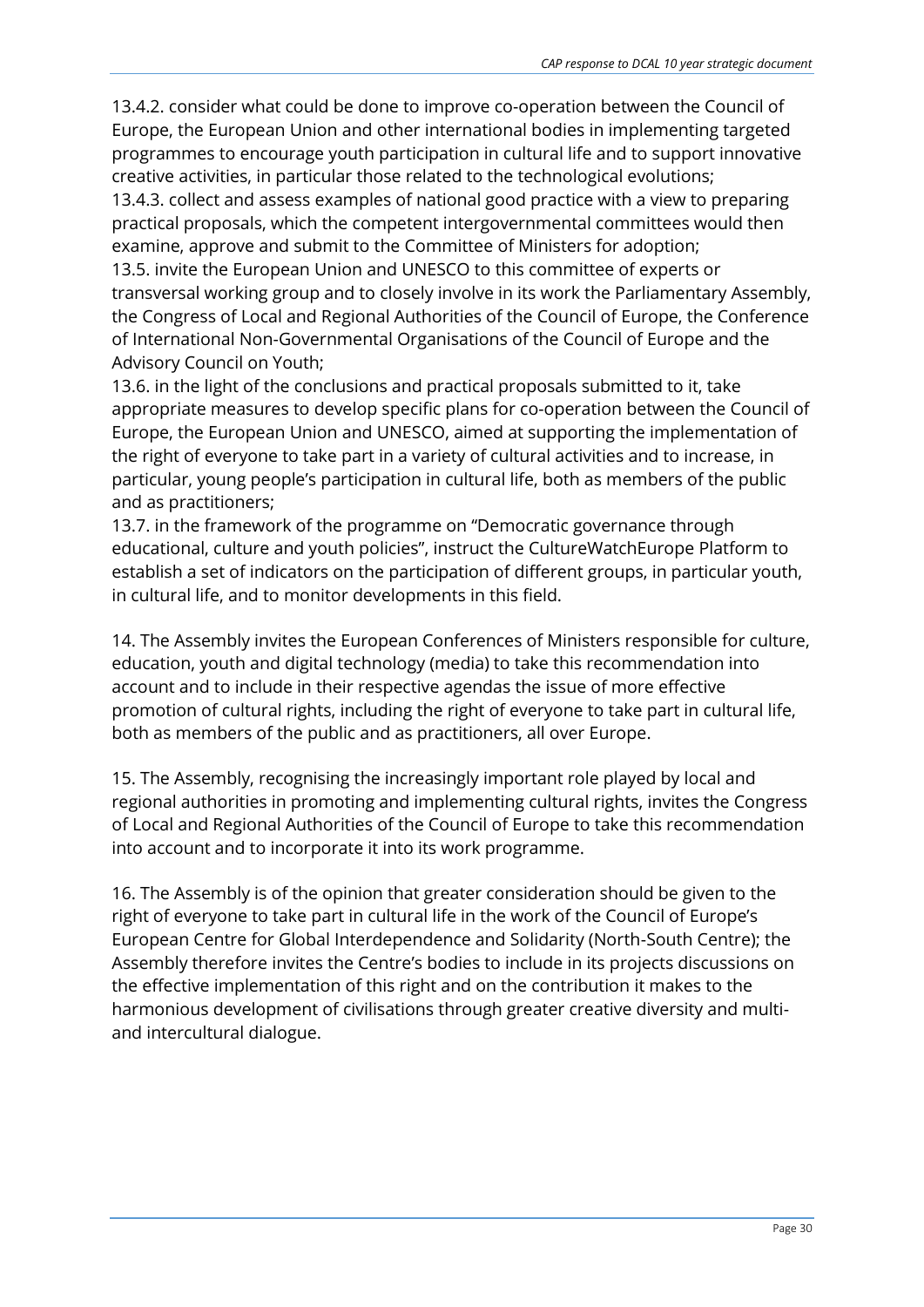13.4.2. consider what could be done to improve co-operation between the Council of Europe, the European Union and other international bodies in implementing targeted programmes to encourage youth participation in cultural life and to support innovative creative activities, in particular those related to the technological evolutions;
13.4.3. collect and assess examples of national good practice with a view to preparing practical proposals, which the competent intergovernmental committees would then examine, approve and submit to the Committee of Ministers for adoption;
13.5. invite the European Union and UNESCO to this committee of experts or transversal working group and to closely involve in its work the Parliamentary Assembly, the Congress of Local and Regional Authorities of the Council of Europe, the Conference of International Non-Governmental Organisations of the Council of Europe and the Advisory Council on Youth;
13.6. in the light of the conclusions and practical proposals submitted to it, take appropriate measures to develop specific plans for co-operation between the Council of Europe, the European Union and UNESCO, aimed at supporting the implementation of the right of everyone to take part in a variety of cultural activities and to increase, in particular, young people's participation in cultural life, both as members of the public and as practitioners;
13.7. in the framework of the programme on "Democratic governance through educational, culture and youth policies", instruct the CultureWatchEurope Platform to establish a set of indicators on the participation of different groups, in particular youth, in cultural life, and to monitor developments in this field.

14. The Assembly invites the European Conferences of Ministers responsible for culture, education, youth and digital technology (media) to take this recommendation into account and to include in their respective agendas the issue of more effective promotion of cultural rights, including the right of everyone to take part in cultural life, both as members of the public and as practitioners, all over Europe.

15. The Assembly, recognising the increasingly important role played by local and regional authorities in promoting and implementing cultural rights, invites the Congress of Local and Regional Authorities of the Council of Europe to take this recommendation into account and to incorporate it into its work programme.

16. The Assembly is of the opinion that greater consideration should be given to the right of everyone to take part in cultural life in the work of the Council of Europe's European Centre for Global Interdependence and Solidarity (North-South Centre); the Assembly therefore invites the Centre's bodies to include in its projects discussions on the effective implementation of this right and on the contribution it makes to the harmonious development of civilisations through greater creative diversity and multi- and intercultural dialogue.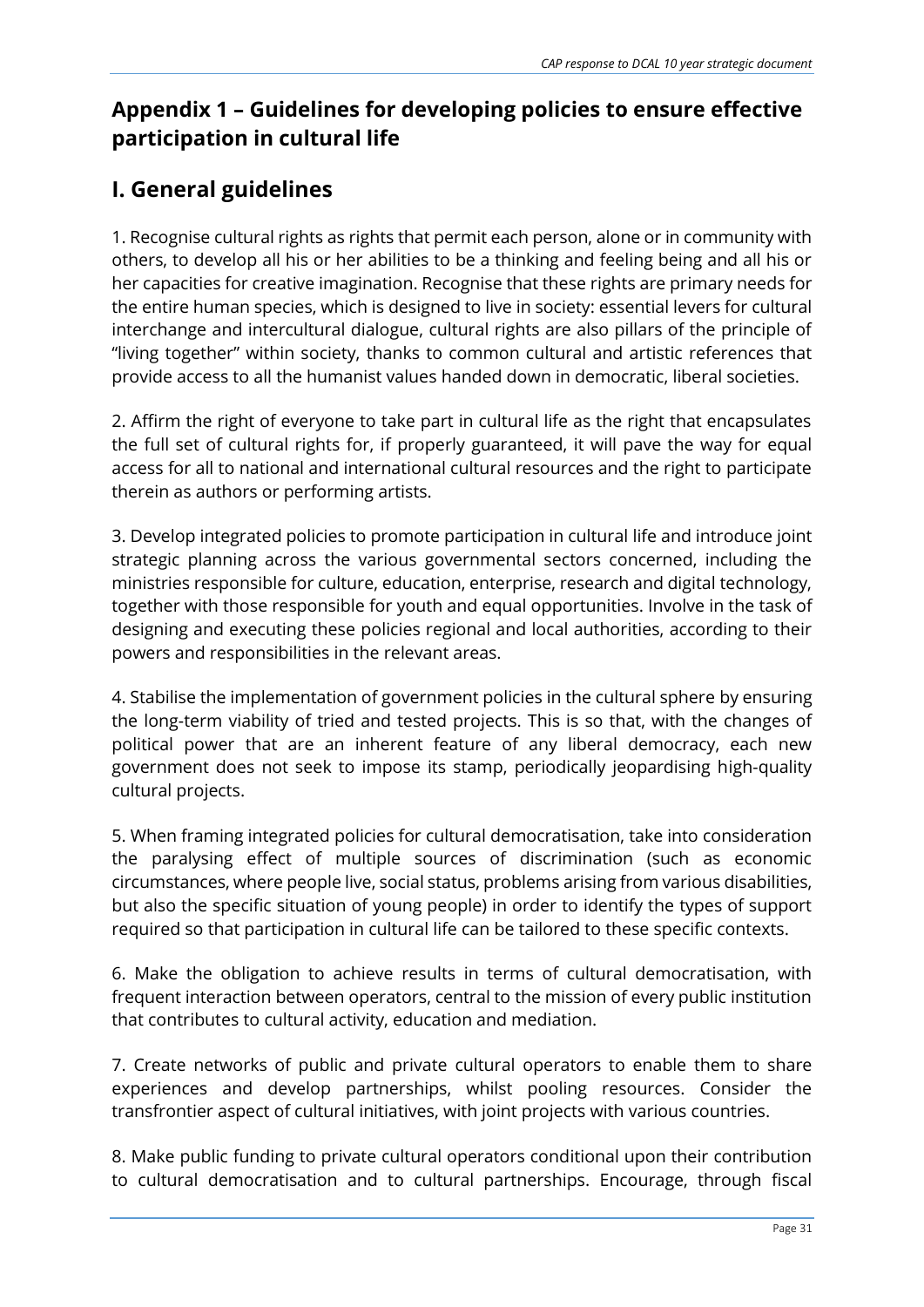## Appendix 1 – Guidelines for developing policies to ensure effective participation in cultural life

## I. General guidelines

1. Recognise cultural rights as rights that permit each person, alone or in community with others, to develop all his or her abilities to be a thinking and feeling being and all his or her capacities for creative imagination. Recognise that these rights are primary needs for the entire human species, which is designed to live in society: essential levers for cultural interchange and intercultural dialogue, cultural rights are also pillars of the principle of "living together" within society, thanks to common cultural and artistic references that provide access to all the humanist values handed down in democratic, liberal societies.

2. Affirm the right of everyone to take part in cultural life as the right that encapsulates the full set of cultural rights for, if properly guaranteed, it will pave the way for equal access for all to national and international cultural resources and the right to participate therein as authors or performing artists.

3. Develop integrated policies to promote participation in cultural life and introduce joint strategic planning across the various governmental sectors concerned, including the ministries responsible for culture, education, enterprise, research and digital technology, together with those responsible for youth and equal opportunities. Involve in the task of designing and executing these policies regional and local authorities, according to their powers and responsibilities in the relevant areas.

4. Stabilise the implementation of government policies in the cultural sphere by ensuring the long-term viability of tried and tested projects. This is so that, with the changes of political power that are an inherent feature of any liberal democracy, each new government does not seek to impose its stamp, periodically jeopardising high-quality cultural projects.

5. When framing integrated policies for cultural democratisation, take into consideration the paralysing effect of multiple sources of discrimination (such as economic circumstances, where people live, social status, problems arising from various disabilities, but also the specific situation of young people) in order to identify the types of support required so that participation in cultural life can be tailored to these specific contexts.

6. Make the obligation to achieve results in terms of cultural democratisation, with frequent interaction between operators, central to the mission of every public institution that contributes to cultural activity, education and mediation.

7. Create networks of public and private cultural operators to enable them to share experiences and develop partnerships, whilst pooling resources. Consider the transfrontier aspect of cultural initiatives, with joint projects with various countries.

8. Make public funding to private cultural operators conditional upon their contribution to cultural democratisation and to cultural partnerships. Encourage, through fiscal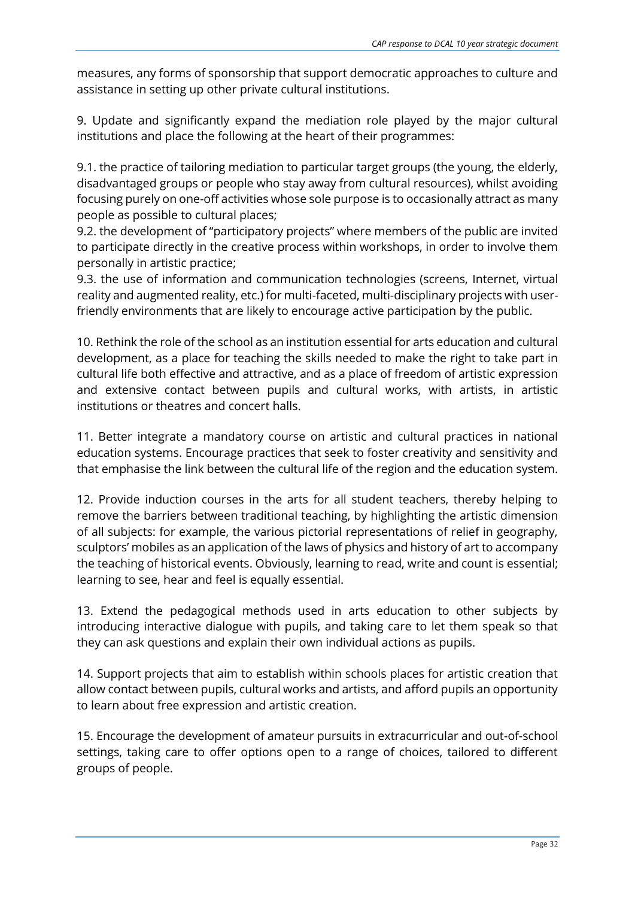measures, any forms of sponsorship that support democratic approaches to culture and assistance in setting up other private cultural institutions.

9. Update and significantly expand the mediation role played by the major cultural institutions and place the following at the heart of their programmes:

9.1. the practice of tailoring mediation to particular target groups (the young, the elderly, disadvantaged groups or people who stay away from cultural resources), whilst avoiding focusing purely on one-off activities whose sole purpose is to occasionally attract as many people as possible to cultural places;
9.2. the development of "participatory projects" where members of the public are invited to participate directly in the creative process within workshops, in order to involve them personally in artistic practice;
9.3. the use of information and communication technologies (screens, Internet, virtual reality and augmented reality, etc.) for multi-faceted, multi-disciplinary projects with user-friendly environments that are likely to encourage active participation by the public.

10. Rethink the role of the school as an institution essential for arts education and cultural development, as a place for teaching the skills needed to make the right to take part in cultural life both effective and attractive, and as a place of freedom of artistic expression and extensive contact between pupils and cultural works, with artists, in artistic institutions or theatres and concert halls.

11. Better integrate a mandatory course on artistic and cultural practices in national education systems. Encourage practices that seek to foster creativity and sensitivity and that emphasise the link between the cultural life of the region and the education system.

12. Provide induction courses in the arts for all student teachers, thereby helping to remove the barriers between traditional teaching, by highlighting the artistic dimension of all subjects: for example, the various pictorial representations of relief in geography, sculptors' mobiles as an application of the laws of physics and history of art to accompany the teaching of historical events. Obviously, learning to read, write and count is essential; learning to see, hear and feel is equally essential.

13. Extend the pedagogical methods used in arts education to other subjects by introducing interactive dialogue with pupils, and taking care to let them speak so that they can ask questions and explain their own individual actions as pupils.

14. Support projects that aim to establish within schools places for artistic creation that allow contact between pupils, cultural works and artists, and afford pupils an opportunity to learn about free expression and artistic creation.

15. Encourage the development of amateur pursuits in extracurricular and out-of-school settings, taking care to offer options open to a range of choices, tailored to different groups of people.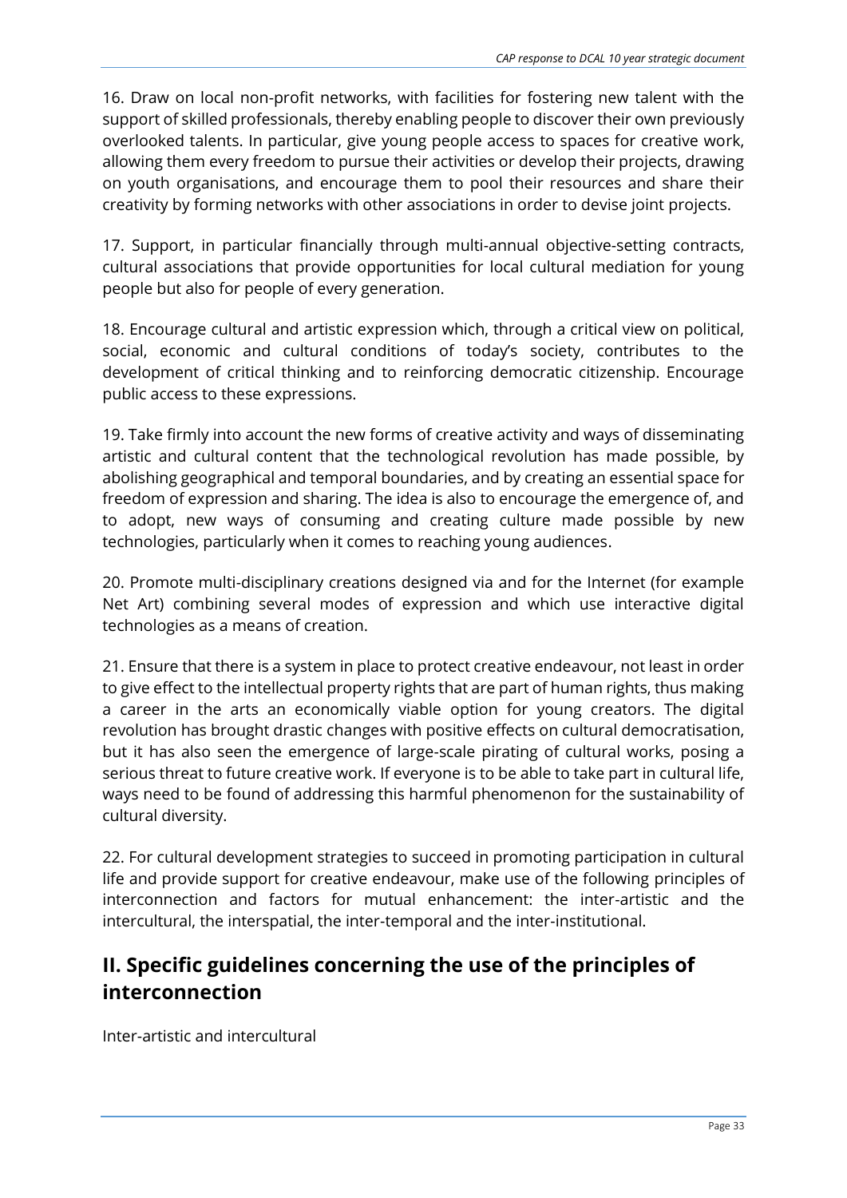16. Draw on local non-profit networks, with facilities for fostering new talent with the support of skilled professionals, thereby enabling people to discover their own previously overlooked talents. In particular, give young people access to spaces for creative work, allowing them every freedom to pursue their activities or develop their projects, drawing on youth organisations, and encourage them to pool their resources and share their creativity by forming networks with other associations in order to devise joint projects.

17. Support, in particular financially through multi-annual objective-setting contracts, cultural associations that provide opportunities for local cultural mediation for young people but also for people of every generation.

18. Encourage cultural and artistic expression which, through a critical view on political, social, economic and cultural conditions of today's society, contributes to the development of critical thinking and to reinforcing democratic citizenship. Encourage public access to these expressions.

19. Take firmly into account the new forms of creative activity and ways of disseminating artistic and cultural content that the technological revolution has made possible, by abolishing geographical and temporal boundaries, and by creating an essential space for freedom of expression and sharing. The idea is also to encourage the emergence of, and to adopt, new ways of consuming and creating culture made possible by new technologies, particularly when it comes to reaching young audiences.

20. Promote multi-disciplinary creations designed via and for the Internet (for example Net Art) combining several modes of expression and which use interactive digital technologies as a means of creation.

21. Ensure that there is a system in place to protect creative endeavour, not least in order to give effect to the intellectual property rights that are part of human rights, thus making a career in the arts an economically viable option for young creators. The digital revolution has brought drastic changes with positive effects on cultural democratisation, but it has also seen the emergence of large-scale pirating of cultural works, posing a serious threat to future creative work. If everyone is to be able to take part in cultural life, ways need to be found of addressing this harmful phenomenon for the sustainability of cultural diversity.

22. For cultural development strategies to succeed in promoting participation in cultural life and provide support for creative endeavour, make use of the following principles of interconnection and factors for mutual enhancement: the inter-artistic and the intercultural, the interspatial, the inter-temporal and the inter-institutional.

## II. Specific guidelines concerning the use of the principles of interconnection

Inter-artistic and intercultural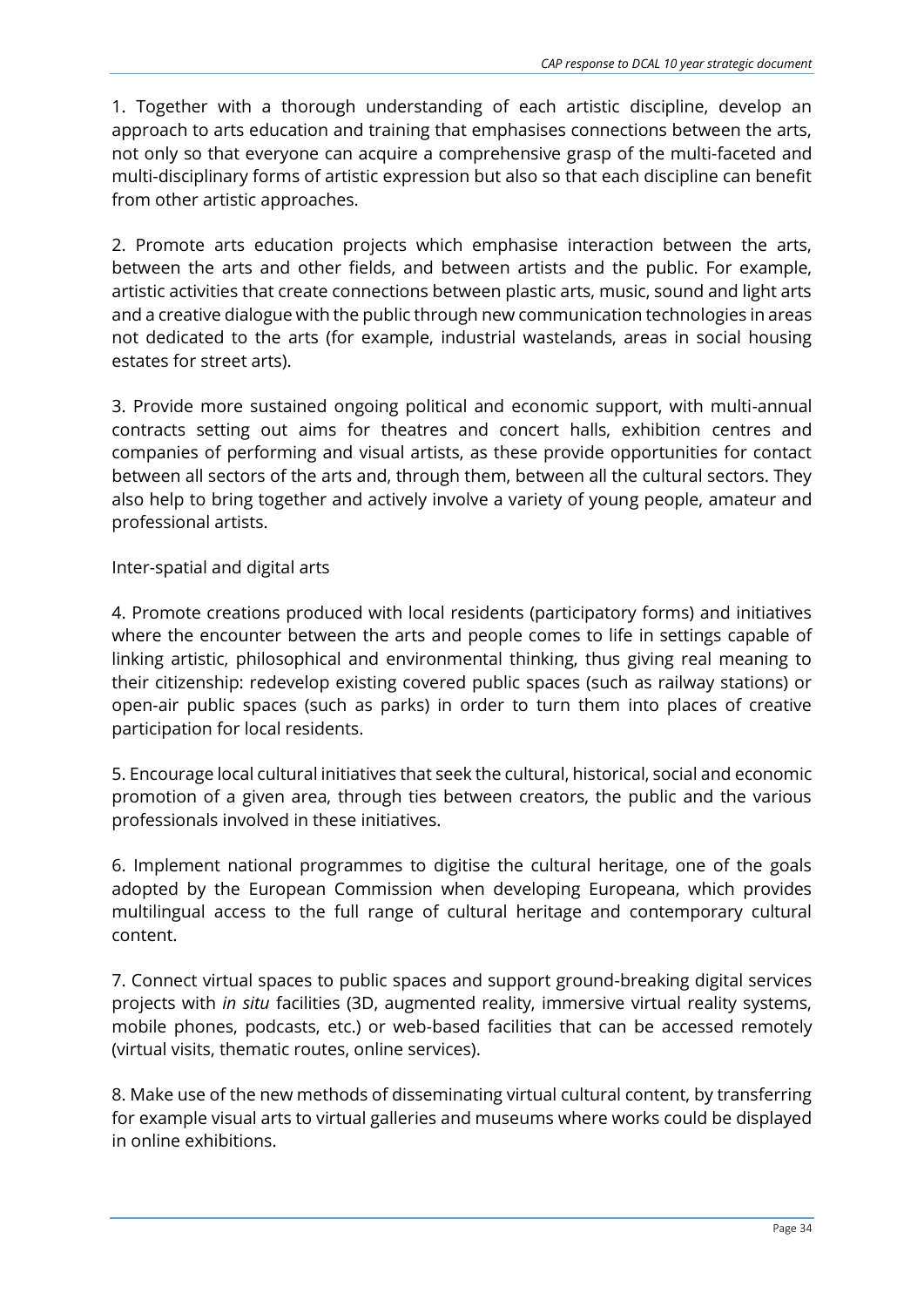1. Together with a thorough understanding of each artistic discipline, develop an approach to arts education and training that emphasises connections between the arts, not only so that everyone can acquire a comprehensive grasp of the multi-faceted and multi-disciplinary forms of artistic expression but also so that each discipline can benefit from other artistic approaches.

2. Promote arts education projects which emphasise interaction between the arts, between the arts and other fields, and between artists and the public. For example, artistic activities that create connections between plastic arts, music, sound and light arts and a creative dialogue with the public through new communication technologies in areas not dedicated to the arts (for example, industrial wastelands, areas in social housing estates for street arts).

3. Provide more sustained ongoing political and economic support, with multi-annual contracts setting out aims for theatres and concert halls, exhibition centres and companies of performing and visual artists, as these provide opportunities for contact between all sectors of the arts and, through them, between all the cultural sectors. They also help to bring together and actively involve a variety of young people, amateur and professional artists.

Inter-spatial and digital arts

4. Promote creations produced with local residents (participatory forms) and initiatives where the encounter between the arts and people comes to life in settings capable of linking artistic, philosophical and environmental thinking, thus giving real meaning to their citizenship: redevelop existing covered public spaces (such as railway stations) or open-air public spaces (such as parks) in order to turn them into places of creative participation for local residents.

5. Encourage local cultural initiatives that seek the cultural, historical, social and economic promotion of a given area, through ties between creators, the public and the various professionals involved in these initiatives.

6. Implement national programmes to digitise the cultural heritage, one of the goals adopted by the European Commission when developing Europeana, which provides multilingual access to the full range of cultural heritage and contemporary cultural content.

7. Connect virtual spaces to public spaces and support ground-breaking digital services projects with *in situ* facilities (3D, augmented reality, immersive virtual reality systems, mobile phones, podcasts, etc.) or web-based facilities that can be accessed remotely (virtual visits, thematic routes, online services).

8. Make use of the new methods of disseminating virtual cultural content, by transferring for example visual arts to virtual galleries and museums where works could be displayed in online exhibitions.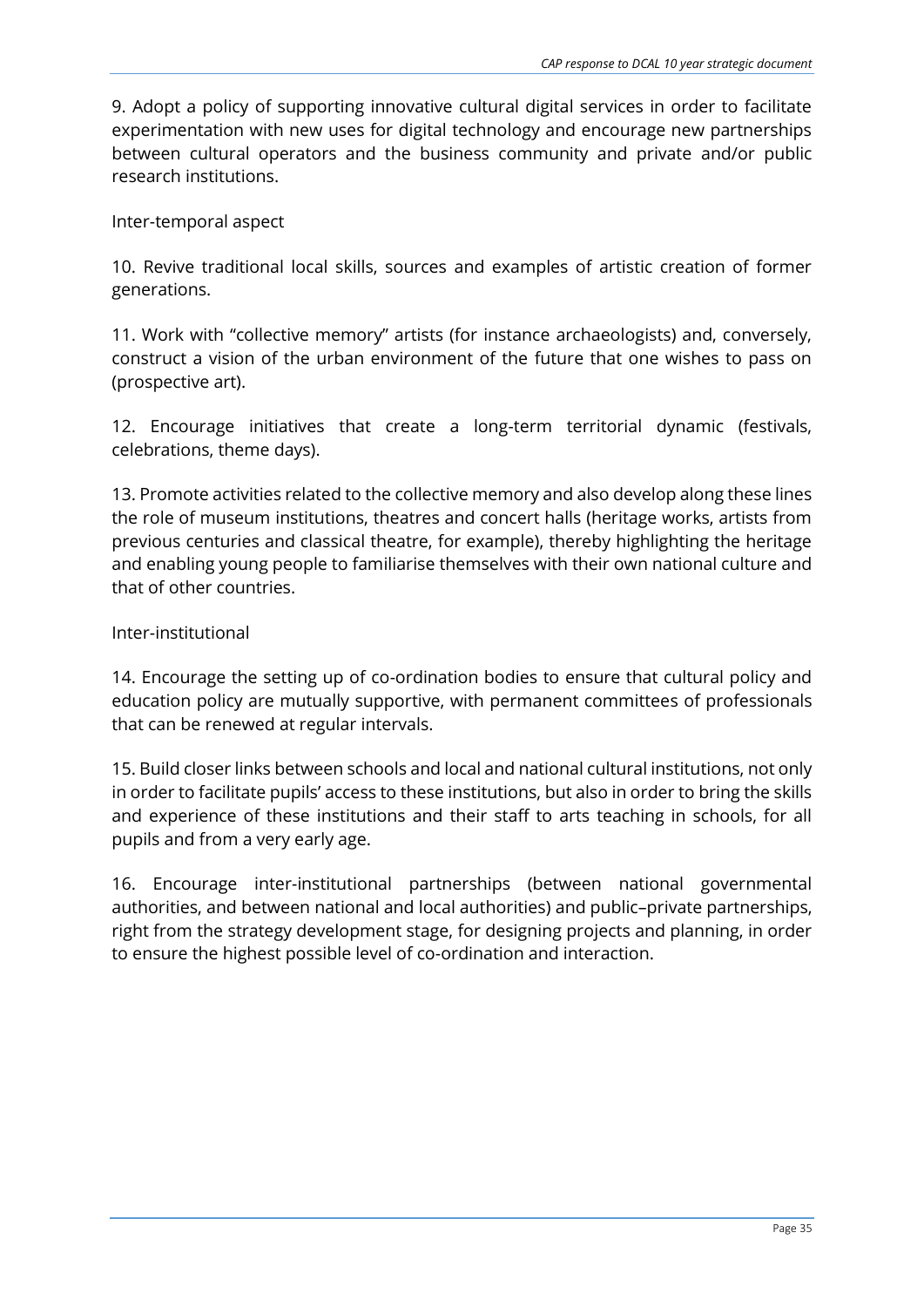9. Adopt a policy of supporting innovative cultural digital services in order to facilitate experimentation with new uses for digital technology and encourage new partnerships between cultural operators and the business community and private and/or public research institutions.

Inter-temporal aspect

10. Revive traditional local skills, sources and examples of artistic creation of former generations.

11. Work with "collective memory" artists (for instance archaeologists) and, conversely, construct a vision of the urban environment of the future that one wishes to pass on (prospective art).

12. Encourage initiatives that create a long-term territorial dynamic (festivals, celebrations, theme days).

13. Promote activities related to the collective memory and also develop along these lines the role of museum institutions, theatres and concert halls (heritage works, artists from previous centuries and classical theatre, for example), thereby highlighting the heritage and enabling young people to familiarise themselves with their own national culture and that of other countries.

Inter-institutional

14. Encourage the setting up of co-ordination bodies to ensure that cultural policy and education policy are mutually supportive, with permanent committees of professionals that can be renewed at regular intervals.

15. Build closer links between schools and local and national cultural institutions, not only in order to facilitate pupils' access to these institutions, but also in order to bring the skills and experience of these institutions and their staff to arts teaching in schools, for all pupils and from a very early age.

16. Encourage inter-institutional partnerships (between national governmental authorities, and between national and local authorities) and public–private partnerships, right from the strategy development stage, for designing projects and planning, in order to ensure the highest possible level of co-ordination and interaction.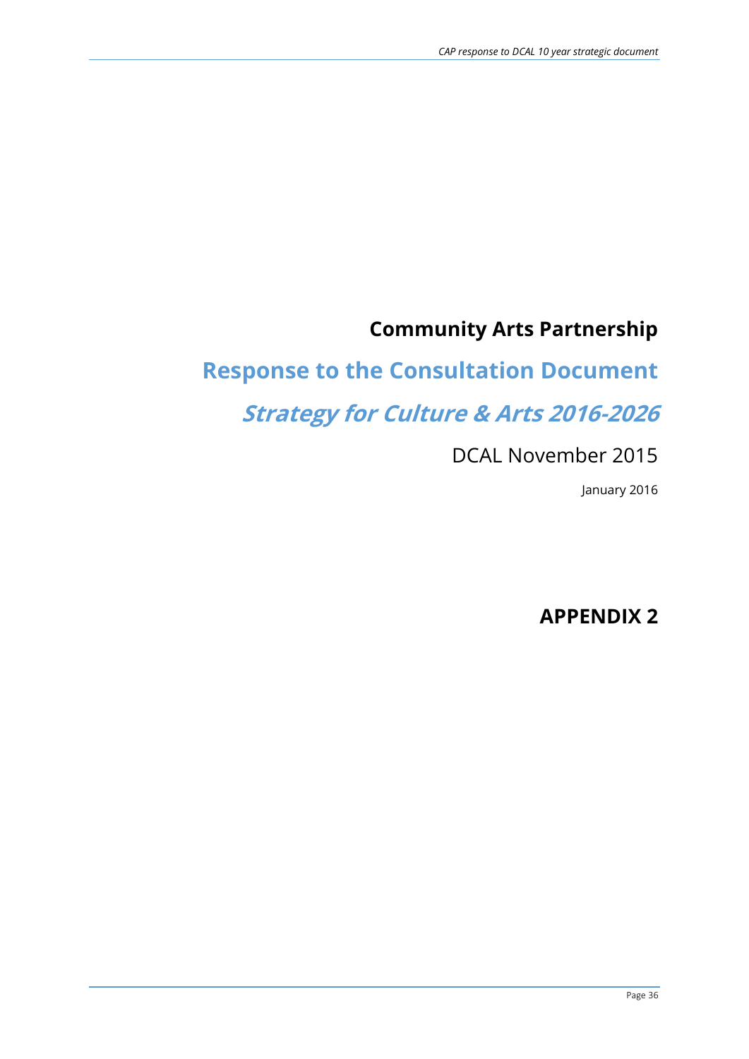# Community Arts Partnership

## Response to the Consultation Document

## *Strategy for Culture & Arts 2016-2026*

DCAL November 2015

January 2016

## APPENDIX 2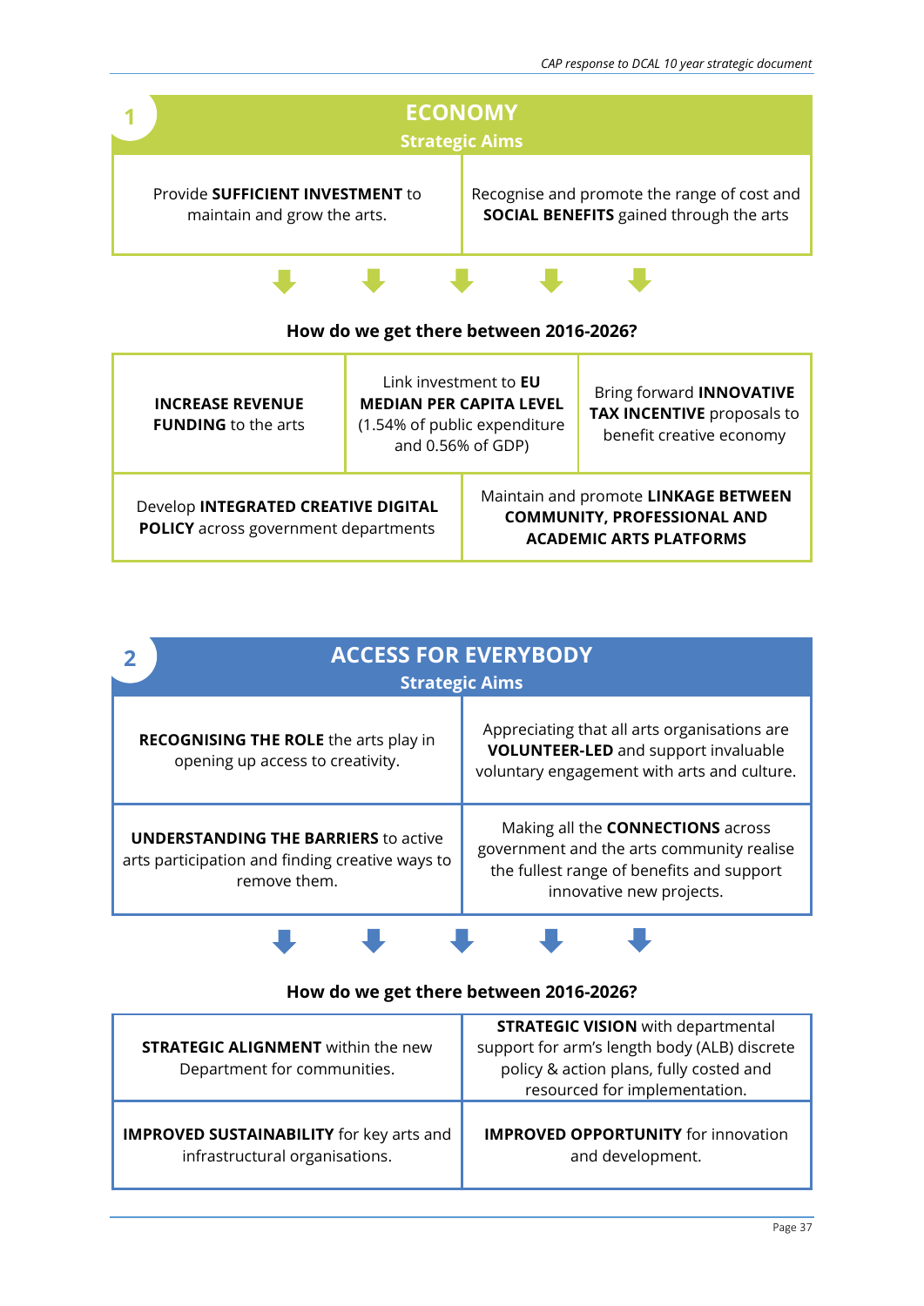## 1 ECONOMY

### Strategic Aims

| | |
|---|---|
| Provide **SUFFICIENT INVESTMENT** to maintain and grow the arts. | Recognise and promote the range of cost and **SOCIAL BENEFITS** gained through the arts |

**How do we get there between 2016-2026?**

| | | |
|---|---|---|
| **INCREASE REVENUE FUNDING** to the arts | Link investment to **EU MEDIAN PER CAPITA LEVEL** (1.54% of public expenditure and 0.56% of GDP) | Bring forward **INNOVATIVE TAX INCENTIVE** proposals to benefit creative economy |
| Develop **INTEGRATED CREATIVE DIGITAL POLICY** across government departments | Maintain and promote **LINKAGE BETWEEN COMMUNITY, PROFESSIONAL AND ACADEMIC ARTS PLATFORMS** | |

## 2 ACCESS FOR EVERYBODY

### Strategic Aims

| | |
|---|---|
| **RECOGNISING THE ROLE** the arts play in opening up access to creativity. | Appreciating that all arts organisations are **VOLUNTEER-LED** and support invaluable voluntary engagement with arts and culture. |
| **UNDERSTANDING THE BARRIERS** to active arts participation and finding creative ways to remove them. | Making all the **CONNECTIONS** across government and the arts community realise the fullest range of benefits and support innovative new projects. |

**How do we get there between 2016-2026?**

| | |
|---|---|
| **STRATEGIC ALIGNMENT** within the new Department for communities. | **STRATEGIC VISION** with departmental support for arm's length body (ALB) discrete policy & action plans, fully costed and resourced for implementation. |
| **IMPROVED SUSTAINABILITY** for key arts and infrastructural organisations. | **IMPROVED OPPORTUNITY** for innovation and development. |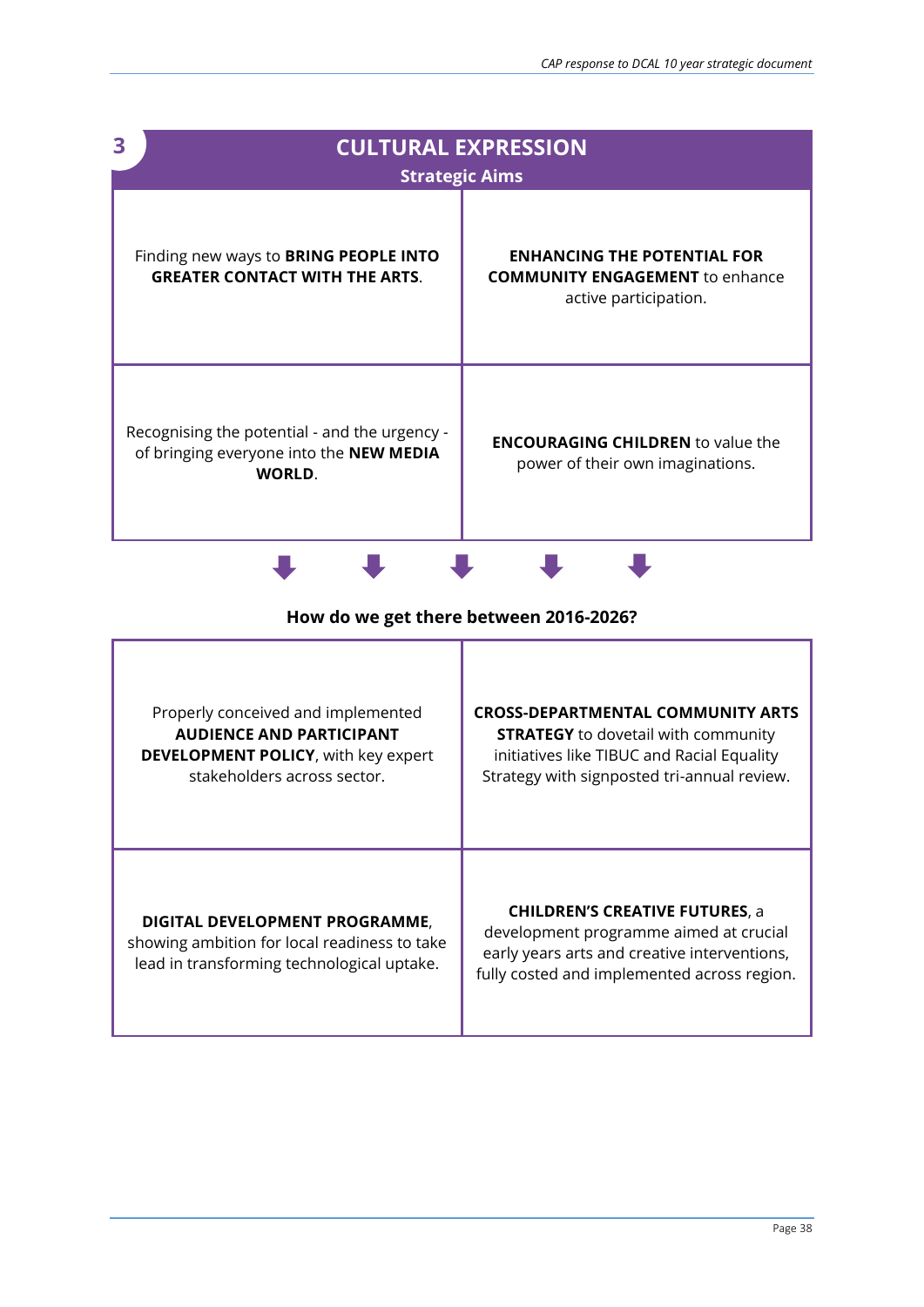## 3 CULTURAL EXPRESSION

### Strategic Aims

| | |
|---|---|
| Finding new ways to **BRING PEOPLE INTO GREATER CONTACT WITH THE ARTS**. | **ENHANCING THE POTENTIAL FOR COMMUNITY ENGAGEMENT** to enhance active participation. |
| Recognising the potential - and the urgency - of bringing everyone into the **NEW MEDIA WORLD**. | **ENCOURAGING CHILDREN** to value the power of their own imaginations. |

**How do we get there between 2016-2026?**

| | |
|---|---|
| Properly conceived and implemented **AUDIENCE AND PARTICIPANT DEVELOPMENT POLICY**, with key expert stakeholders across sector. | **CROSS-DEPARTMENTAL COMMUNITY ARTS STRATEGY** to dovetail with community initiatives like TIBUC and Racial Equality Strategy with signposted tri-annual review. |
| **DIGITAL DEVELOPMENT PROGRAMME**, showing ambition for local readiness to take lead in transforming technological uptake. | **CHILDREN'S CREATIVE FUTURES**, a development programme aimed at crucial early years arts and creative interventions, fully costed and implemented across region. |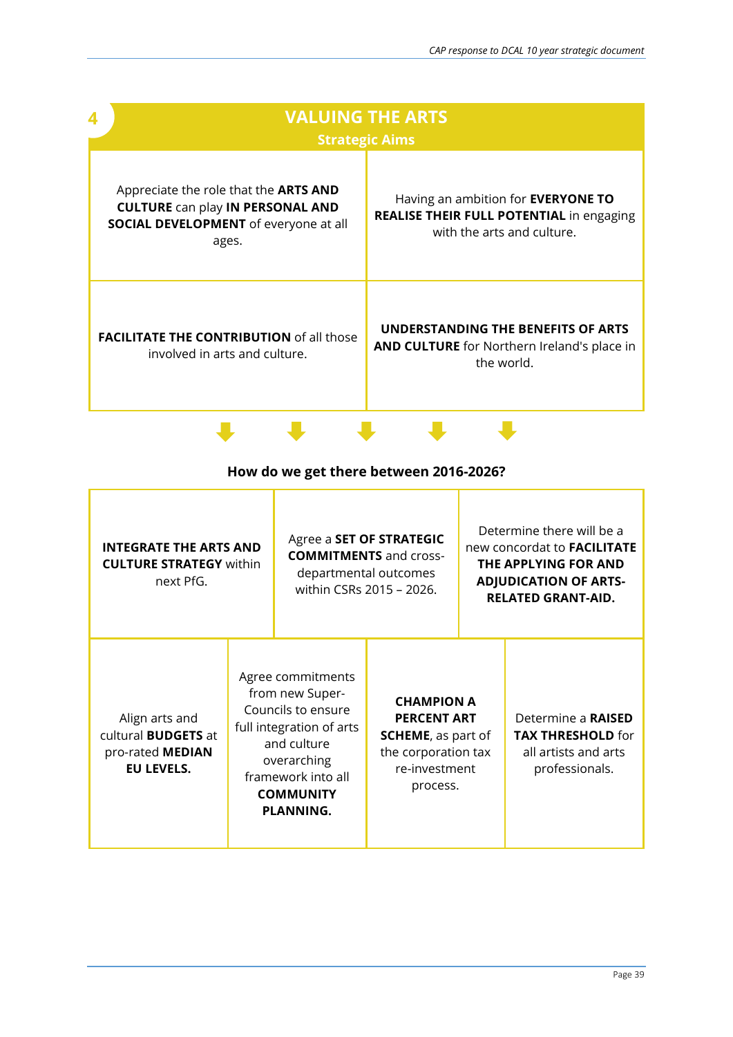## 4 VALUING THE ARTS

### Strategic Aims

| | |
|---|---|
| Appreciate the role that the **ARTS AND CULTURE** can play **IN PERSONAL AND SOCIAL DEVELOPMENT** of everyone at all ages. | Having an ambition for **EVERYONE TO REALISE THEIR FULL POTENTIAL** in engaging with the arts and culture. |
| **FACILITATE THE CONTRIBUTION** of all those involved in arts and culture. | **UNDERSTANDING THE BENEFITS OF ARTS AND CULTURE** for Northern Ireland's place in the world. |

**How do we get there between 2016-2026?**

| | | |
|---|---|---|
| **INTEGRATE THE ARTS AND CULTURE STRATEGY** within next PfG. | Agree a **SET OF STRATEGIC COMMITMENTS** and cross-departmental outcomes within CSRs 2015 – 2026. | Determine there will be a new concordat to **FACILITATE THE APPLYING FOR AND ADJUDICATION OF ARTS-RELATED GRANT-AID.** |

| | | | |
|---|---|---|---|
| Align arts and cultural **BUDGETS** at pro-rated **MEDIAN EU LEVELS.** | Agree commitments from new Super-Councils to ensure full integration of arts and culture overarching framework into all **COMMUNITY PLANNING.** | **CHAMPION A PERCENT ART SCHEME**, as part of the corporation tax re-investment process. | Determine a **RAISED TAX THRESHOLD** for all artists and arts professionals. |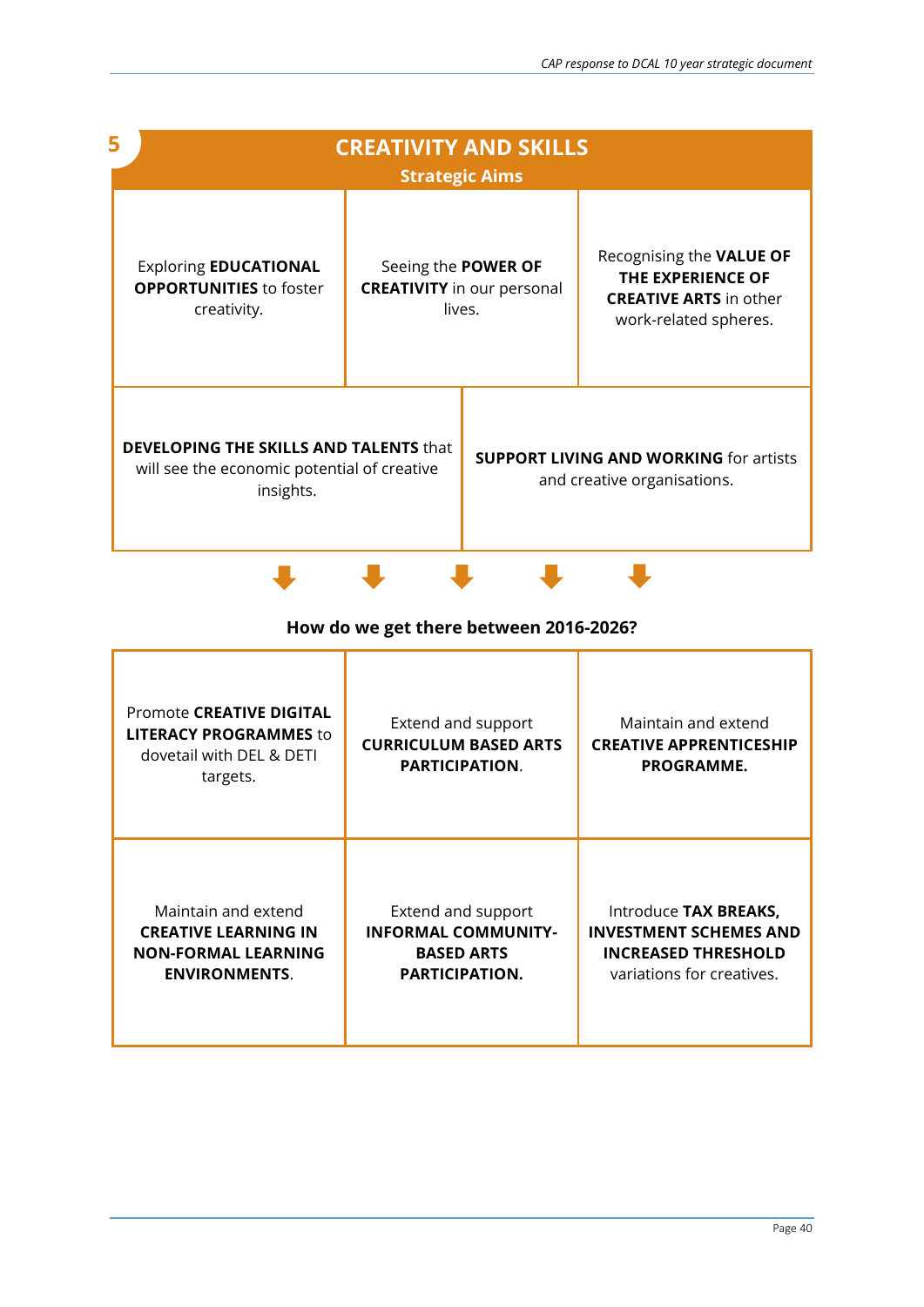## 5 CREATIVITY AND SKILLS

### Strategic Aims

Exploring **EDUCATIONAL OPPORTUNITIES** to foster creativity.

Seeing the **POWER OF CREATIVITY** in our personal lives.

Recognising the **VALUE OF THE EXPERIENCE OF CREATIVE ARTS** in other work-related spheres.

**DEVELOPING THE SKILLS AND TALENTS** that will see the economic potential of creative insights.

**SUPPORT LIVING AND WORKING** for artists and creative organisations.

**How do we get there between 2016-2026?**

Promote **CREATIVE DIGITAL LITERACY PROGRAMMES** to dovetail with DEL & DETI targets.

Extend and support **CURRICULUM BASED ARTS PARTICIPATION**.

Maintain and extend **CREATIVE APPRENTICESHIP PROGRAMME.**

Maintain and extend **CREATIVE LEARNING IN NON-FORMAL LEARNING ENVIRONMENTS**.

Extend and support **INFORMAL COMMUNITY-BASED ARTS PARTICIPATION.**

Introduce **TAX BREAKS, INVESTMENT SCHEMES AND INCREASED THRESHOLD** variations for creatives.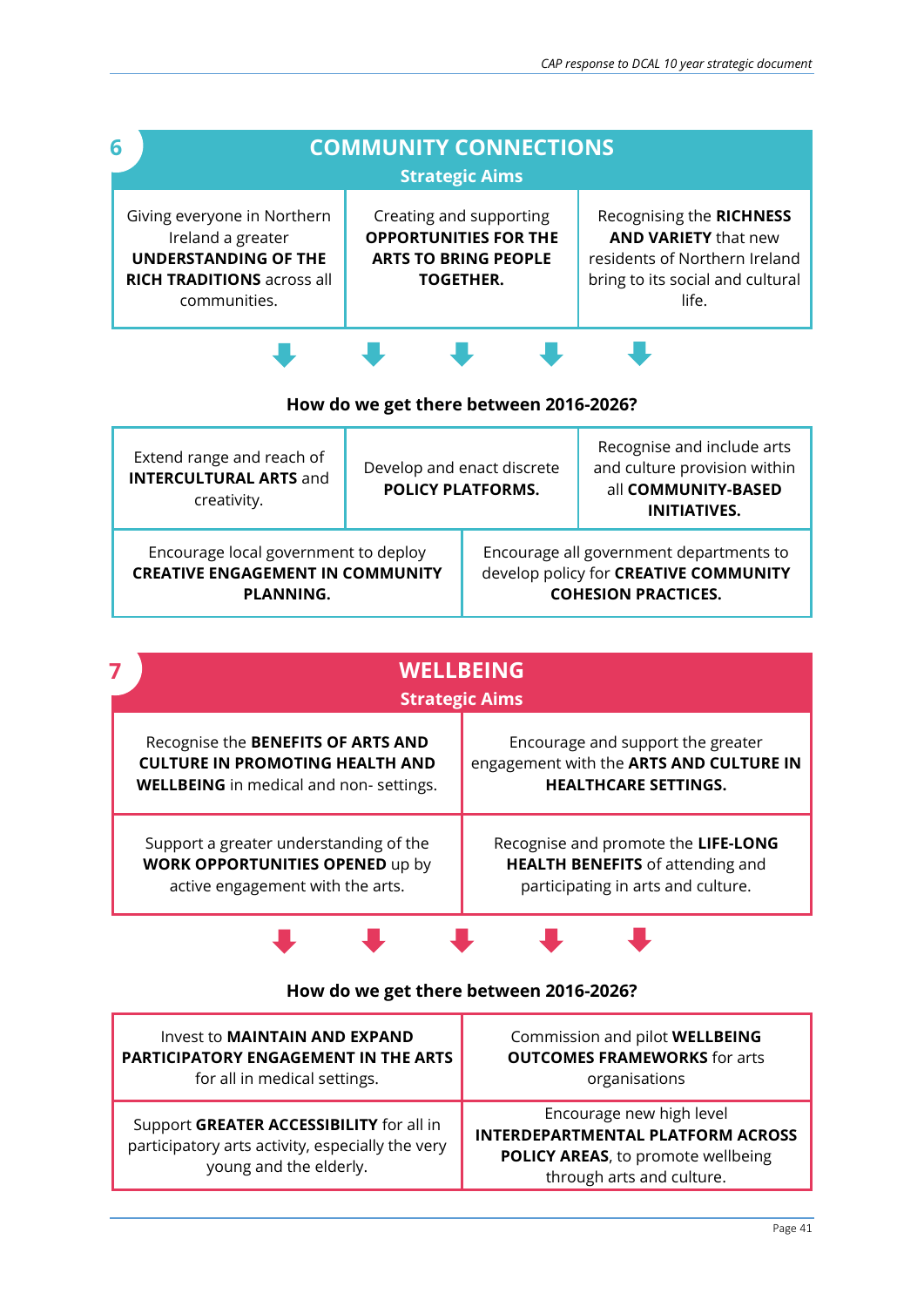## 6 COMMUNITY CONNECTIONS

### Strategic Aims

| | | |
|---|---|---|
| Giving everyone in Northern Ireland a greater **UNDERSTANDING OF THE RICH TRADITIONS** across all communities. | Creating and supporting **OPPORTUNITIES FOR THE ARTS TO BRING PEOPLE TOGETHER.** | Recognising the **RICHNESS AND VARIETY** that new residents of Northern Ireland bring to its social and cultural life. |

### How do we get there between 2016-2026?

| | | |
|---|---|---|
| Extend range and reach of **INTERCULTURAL ARTS** and creativity. | Develop and enact discrete **POLICY PLATFORMS.** | Recognise and include arts and culture provision within all **COMMUNITY-BASED INITIATIVES.** |

| | |
|---|---|
| Encourage local government to deploy **CREATIVE ENGAGEMENT IN COMMUNITY PLANNING.** | Encourage all government departments to develop policy for **CREATIVE COMMUNITY COHESION PRACTICES.** |

## 7 WELLBEING

### Strategic Aims

| | |
|---|---|
| Recognise the **BENEFITS OF ARTS AND CULTURE IN PROMOTING HEALTH AND WELLBEING** in medical and non- settings. | Encourage and support the greater engagement with the **ARTS AND CULTURE IN HEALTHCARE SETTINGS.** |
| Support a greater understanding of the **WORK OPPORTUNITIES OPENED** up by active engagement with the arts. | Recognise and promote the **LIFE-LONG HEALTH BENEFITS** of attending and participating in arts and culture. |

### How do we get there between 2016-2026?

| | |
|---|---|
| Invest to **MAINTAIN AND EXPAND PARTICIPATORY ENGAGEMENT IN THE ARTS** for all in medical settings. | Commission and pilot **WELLBEING OUTCOMES FRAMEWORKS** for arts organisations |
| Support **GREATER ACCESSIBILITY** for all in participatory arts activity, especially the very young and the elderly. | Encourage new high level **INTERDEPARTMENTAL PLATFORM ACROSS POLICY AREAS**, to promote wellbeing through arts and culture. |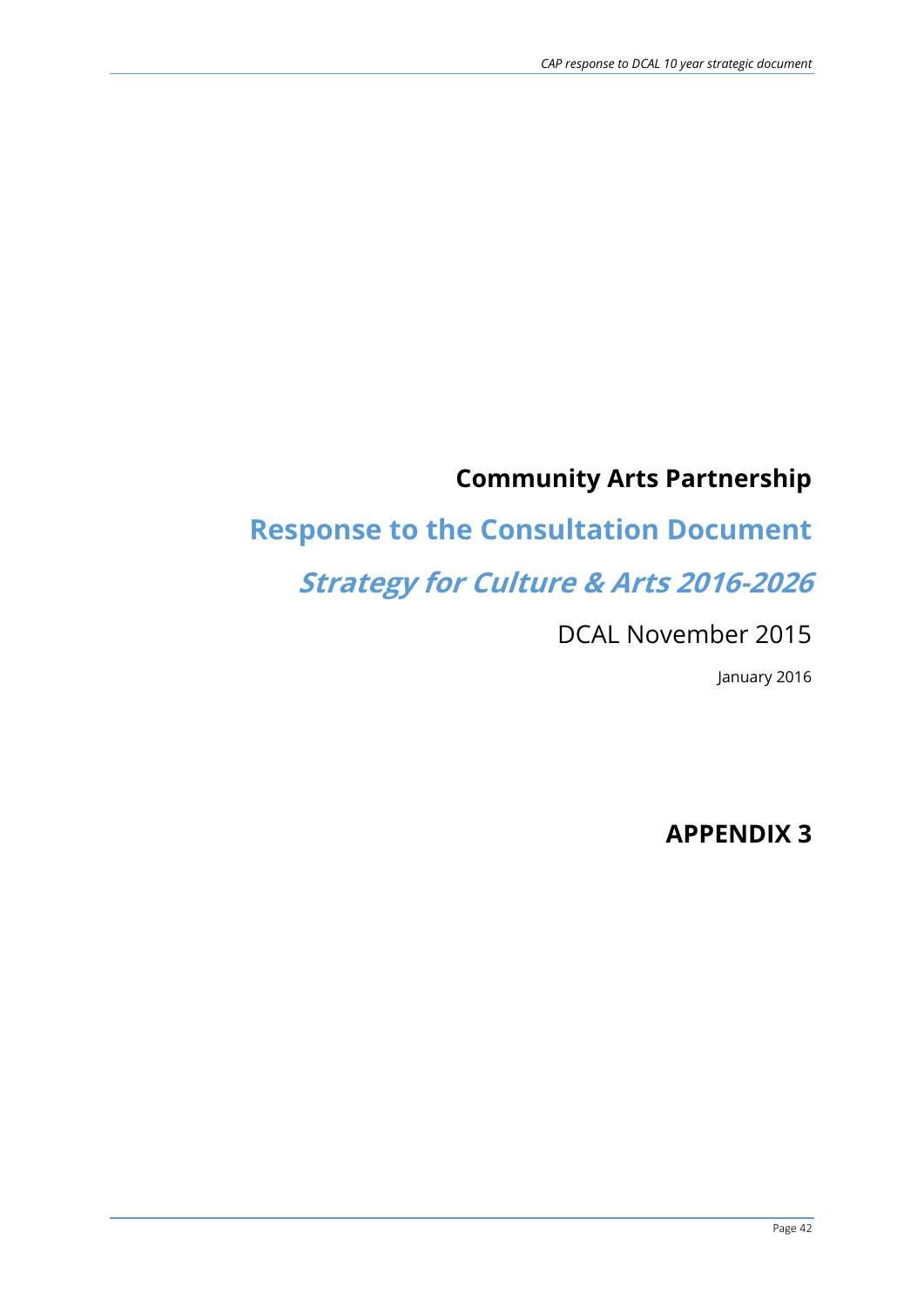# Community Arts Partnership

## Response to the Consultation Document

## *Strategy for Culture & Arts 2016-2026*

DCAL November 2015

January 2016

# APPENDIX 3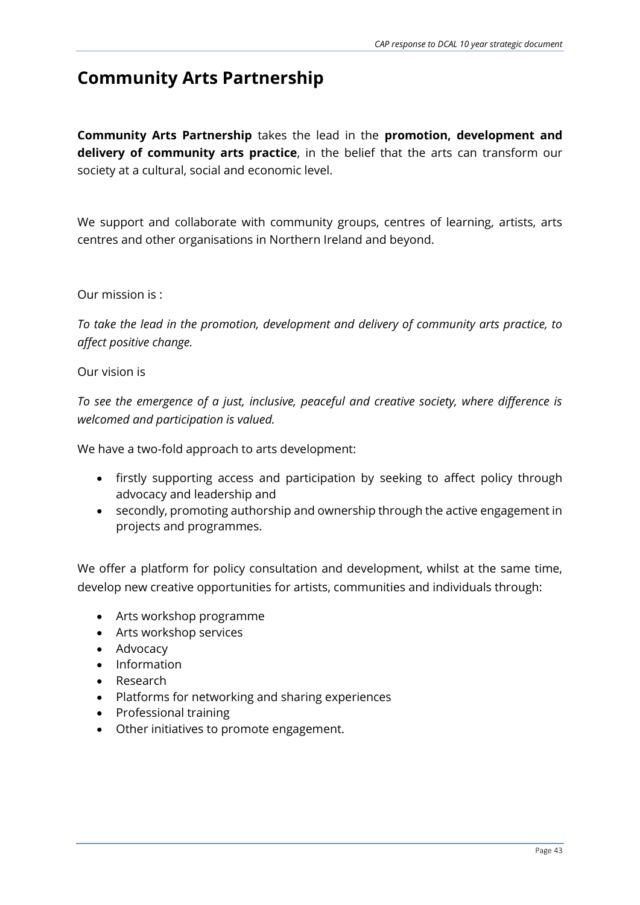# Community Arts Partnership

**Community Arts Partnership** takes the lead in the **promotion, development and delivery of community arts practice**, in the belief that the arts can transform our society at a cultural, social and economic level.

We support and collaborate with community groups, centres of learning, artists, arts centres and other organisations in Northern Ireland and beyond.

Our mission is :

*To take the lead in the promotion, development and delivery of community arts practice, to affect positive change.*

Our vision is

*To see the emergence of a just, inclusive, peaceful and creative society, where difference is welcomed and participation is valued.*

We have a two-fold approach to arts development:

- firstly supporting access and participation by seeking to affect policy through advocacy and leadership and
- secondly, promoting authorship and ownership through the active engagement in projects and programmes.

We offer a platform for policy consultation and development, whilst at the same time, develop new creative opportunities for artists, communities and individuals through:

- Arts workshop programme
- Arts workshop services
- Advocacy
- Information
- Research
- Platforms for networking and sharing experiences
- Professional training
- Other initiatives to promote engagement.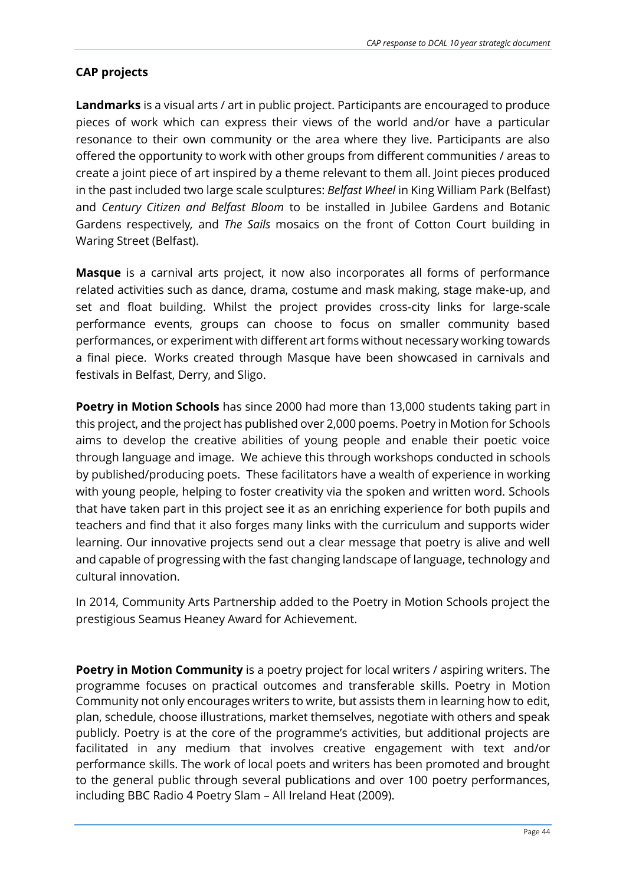### CAP projects

**Landmarks** is a visual arts / art in public project. Participants are encouraged to produce pieces of work which can express their views of the world and/or have a particular resonance to their own community or the area where they live. Participants are also offered the opportunity to work with other groups from different communities / areas to create a joint piece of art inspired by a theme relevant to them all. Joint pieces produced in the past included two large scale sculptures: *Belfast Wheel* in King William Park (Belfast) and *Century Citizen and Belfast Bloom* to be installed in Jubilee Gardens and Botanic Gardens respectively, and *The Sails* mosaics on the front of Cotton Court building in Waring Street (Belfast).

**Masque** is a carnival arts project, it now also incorporates all forms of performance related activities such as dance, drama, costume and mask making, stage make-up, and set and float building. Whilst the project provides cross-city links for large-scale performance events, groups can choose to focus on smaller community based performances, or experiment with different art forms without necessary working towards a final piece. Works created through Masque have been showcased in carnivals and festivals in Belfast, Derry, and Sligo.

**Poetry in Motion Schools** has since 2000 had more than 13,000 students taking part in this project, and the project has published over 2,000 poems. Poetry in Motion for Schools aims to develop the creative abilities of young people and enable their poetic voice through language and image. We achieve this through workshops conducted in schools by published/producing poets. These facilitators have a wealth of experience in working with young people, helping to foster creativity via the spoken and written word. Schools that have taken part in this project see it as an enriching experience for both pupils and teachers and find that it also forges many links with the curriculum and supports wider learning. Our innovative projects send out a clear message that poetry is alive and well and capable of progressing with the fast changing landscape of language, technology and cultural innovation.

In 2014, Community Arts Partnership added to the Poetry in Motion Schools project the prestigious Seamus Heaney Award for Achievement.

**Poetry in Motion Community** is a poetry project for local writers / aspiring writers. The programme focuses on practical outcomes and transferable skills. Poetry in Motion Community not only encourages writers to write, but assists them in learning how to edit, plan, schedule, choose illustrations, market themselves, negotiate with others and speak publicly. Poetry is at the core of the programme's activities, but additional projects are facilitated in any medium that involves creative engagement with text and/or performance skills. The work of local poets and writers has been promoted and brought to the general public through several publications and over 100 poetry performances, including BBC Radio 4 Poetry Slam – All Ireland Heat (2009).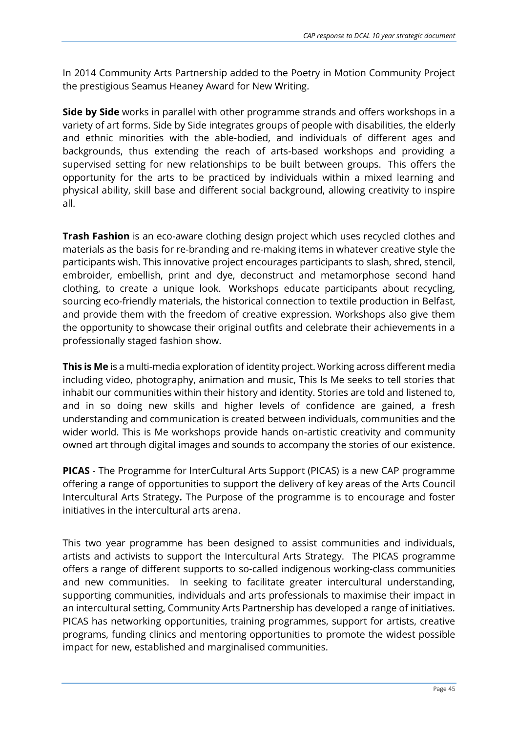In 2014 Community Arts Partnership added to the Poetry in Motion Community Project the prestigious Seamus Heaney Award for New Writing.

**Side by Side** works in parallel with other programme strands and offers workshops in a variety of art forms. Side by Side integrates groups of people with disabilities, the elderly and ethnic minorities with the able-bodied, and individuals of different ages and backgrounds, thus extending the reach of arts-based workshops and providing a supervised setting for new relationships to be built between groups. This offers the opportunity for the arts to be practiced by individuals within a mixed learning and physical ability, skill base and different social background, allowing creativity to inspire all.

**Trash Fashion** is an eco-aware clothing design project which uses recycled clothes and materials as the basis for re-branding and re-making items in whatever creative style the participants wish. This innovative project encourages participants to slash, shred, stencil, embroider, embellish, print and dye, deconstruct and metamorphose second hand clothing, to create a unique look. Workshops educate participants about recycling, sourcing eco-friendly materials, the historical connection to textile production in Belfast, and provide them with the freedom of creative expression. Workshops also give them the opportunity to showcase their original outfits and celebrate their achievements in a professionally staged fashion show.

**This is Me** is a multi-media exploration of identity project. Working across different media including video, photography, animation and music, This Is Me seeks to tell stories that inhabit our communities within their history and identity. Stories are told and listened to, and in so doing new skills and higher levels of confidence are gained, a fresh understanding and communication is created between individuals, communities and the wider world. This is Me workshops provide hands on-artistic creativity and community owned art through digital images and sounds to accompany the stories of our existence.

**PICAS** - The Programme for InterCultural Arts Support (PICAS) is a new CAP programme offering a range of opportunities to support the delivery of key areas of the Arts Council Intercultural Arts Strategy**.** The Purpose of the programme is to encourage and foster initiatives in the intercultural arts arena.

This two year programme has been designed to assist communities and individuals, artists and activists to support the Intercultural Arts Strategy. The PICAS programme offers a range of different supports to so-called indigenous working-class communities and new communities. In seeking to facilitate greater intercultural understanding, supporting communities, individuals and arts professionals to maximise their impact in an intercultural setting, Community Arts Partnership has developed a range of initiatives. PICAS has networking opportunities, training programmes, support for artists, creative programs, funding clinics and mentoring opportunities to promote the widest possible impact for new, established and marginalised communities.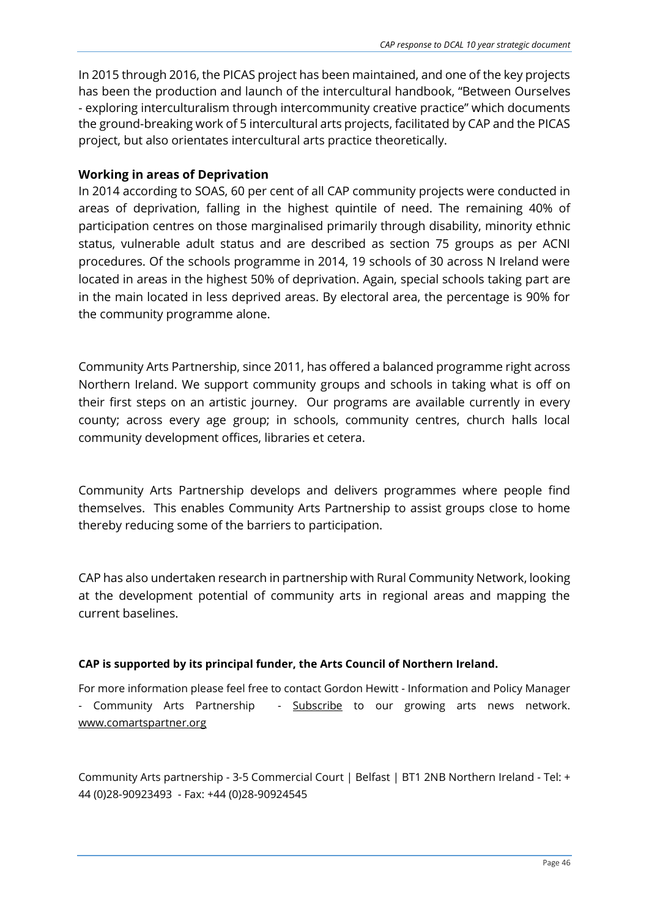In 2015 through 2016, the PICAS project has been maintained, and one of the key projects has been the production and launch of the intercultural handbook, "Between Ourselves - exploring interculturalism through intercommunity creative practice" which documents the ground-breaking work of 5 intercultural arts projects, facilitated by CAP and the PICAS project, but also orientates intercultural arts practice theoretically.

**Working in areas of Deprivation**

In 2014 according to SOAS, 60 per cent of all CAP community projects were conducted in areas of deprivation, falling in the highest quintile of need. The remaining 40% of participation centres on those marginalised primarily through disability, minority ethnic status, vulnerable adult status and are described as section 75 groups as per ACNI procedures. Of the schools programme in 2014, 19 schools of 30 across N Ireland were located in areas in the highest 50% of deprivation. Again, special schools taking part are in the main located in less deprived areas. By electoral area, the percentage is 90% for the community programme alone.

Community Arts Partnership, since 2011, has offered a balanced programme right across Northern Ireland. We support community groups and schools in taking what is off on their first steps on an artistic journey. Our programs are available currently in every county; across every age group; in schools, community centres, church halls local community development offices, libraries et cetera.

Community Arts Partnership develops and delivers programmes where people find themselves. This enables Community Arts Partnership to assist groups close to home thereby reducing some of the barriers to participation.

CAP has also undertaken research in partnership with Rural Community Network, looking at the development potential of community arts in regional areas and mapping the current baselines.

**CAP is supported by its principal funder, the Arts Council of Northern Ireland.**

For more information please feel free to contact Gordon Hewitt - Information and Policy Manager - Community Arts Partnership - Subscribe to our growing arts news network. www.comartspartner.org

Community Arts partnership - 3-5 Commercial Court | Belfast | BT1 2NB Northern Ireland - Tel: + 44 (0)28-90923493 - Fax: +44 (0)28-90924545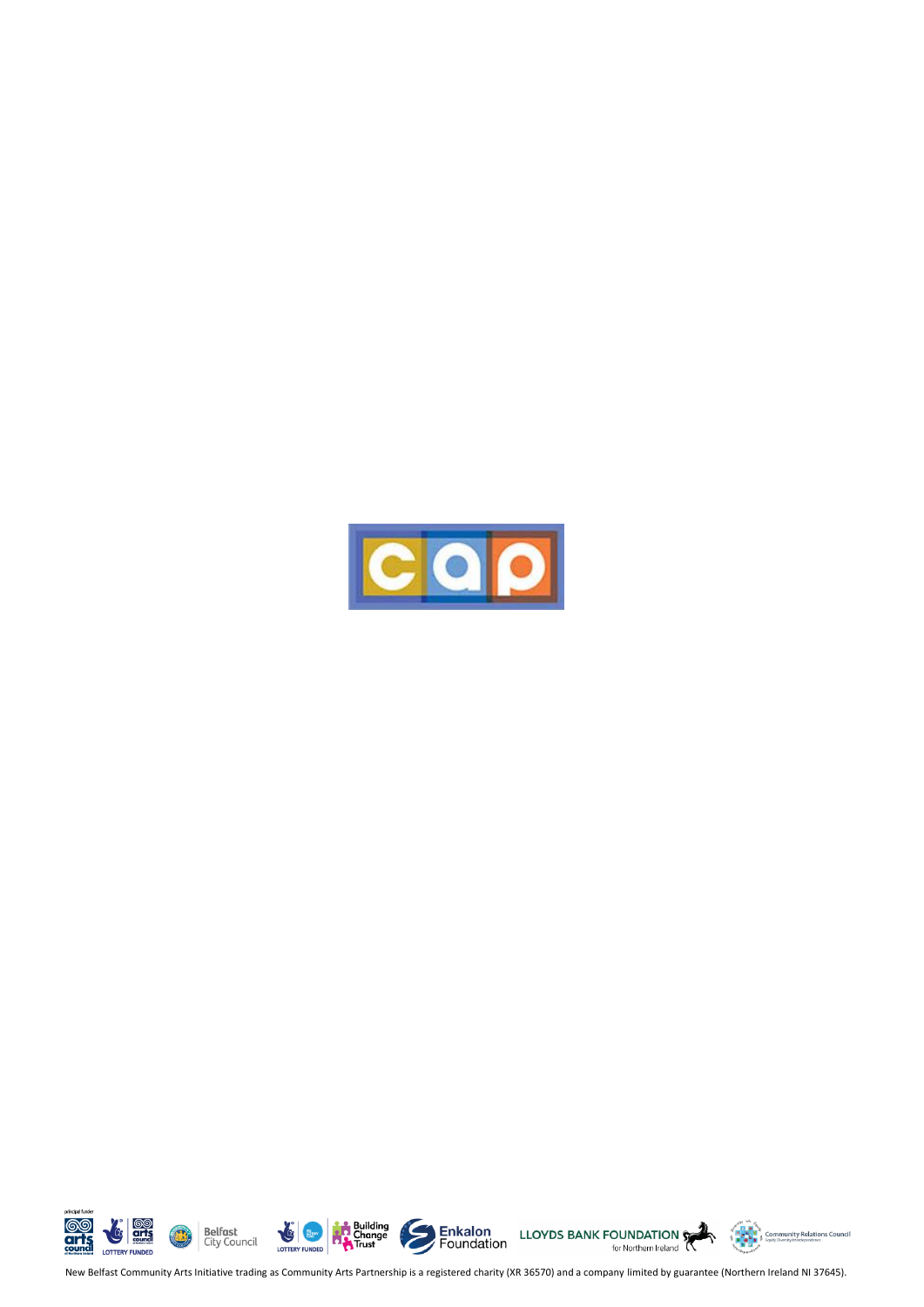New Belfast Community Arts Initiative trading as Community Arts Partnership is a registered charity (XR 36570) and a company limited by guarantee (Northern Ireland NI 37645).